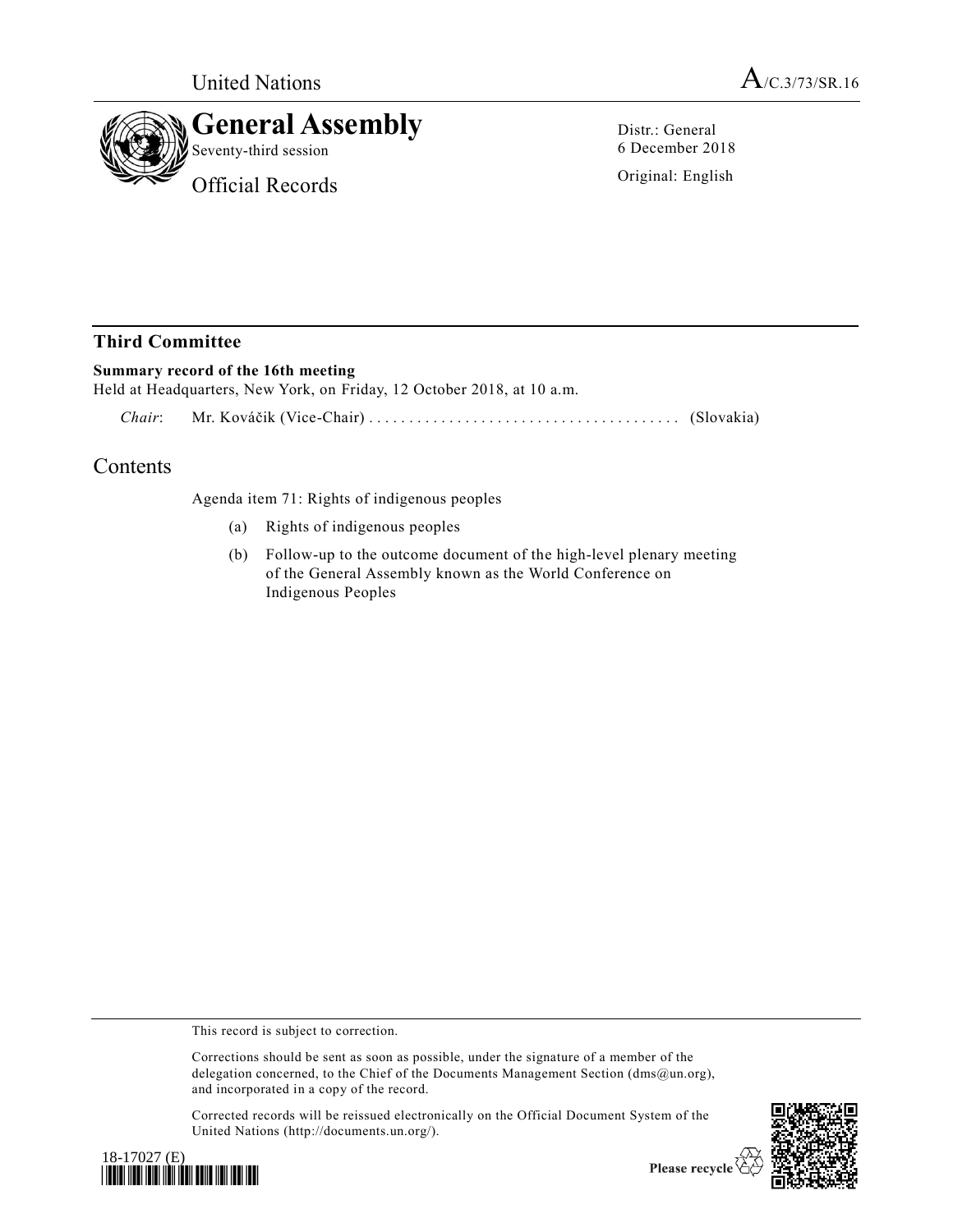United Nations A/C.3/73/SR.16

# General Assembly

Seventy-third session

Official Records

Distr.: General
6 December 2018

Original: English

## Third Committee

**Summary record of the 16th meeting**

Held at Headquarters, New York, on Friday, 12 October 2018, at 10 a.m.

*Chair*: Mr. Kováčik (Vice-Chair) ....................................... (Slovakia)

# Contents

Agenda item 71: Rights of indigenous peoples

(a) Rights of indigenous peoples

(b) Follow-up to the outcome document of the high-level plenary meeting of the General Assembly known as the World Conference on Indigenous Peoples

This record is subject to correction.

Corrections should be sent as soon as possible, under the signature of a member of the delegation concerned, to the Chief of the Documents Management Section (dms@un.org), and incorporated in a copy of the record.

Corrected records will be reissued electronically on the Official Document System of the United Nations (http://documents.un.org/).

18-17027 (E)

Please recycle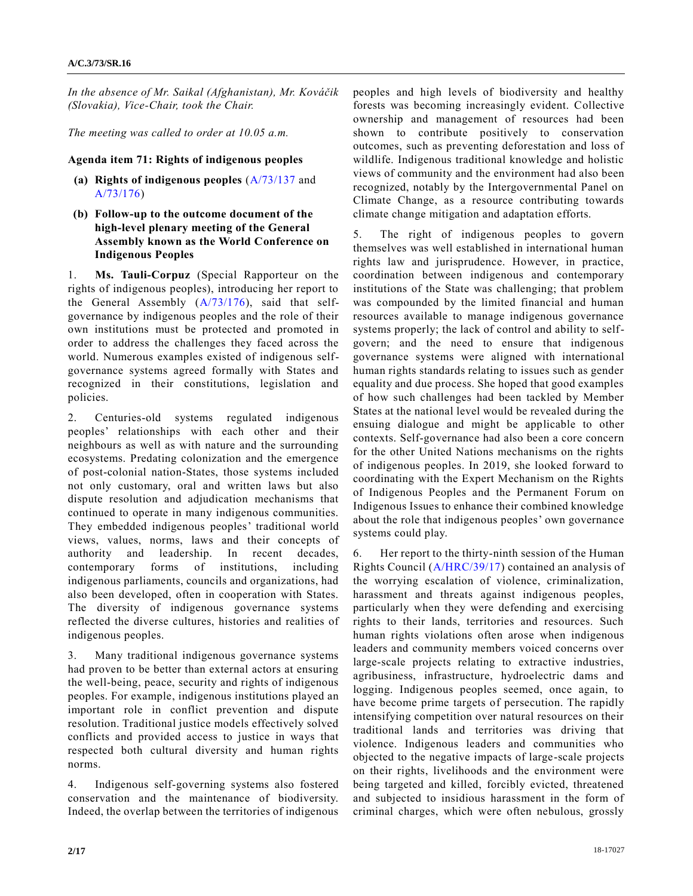*In the absence of Mr. Saikal (Afghanistan), Mr. Kováčik (Slovakia), Vice-Chair, took the Chair.*

*The meeting was called to order at 10.05 a.m.*

**Agenda item 71: Rights of indigenous peoples**

**(a) Rights of indigenous peoples** (A/73/137 and A/73/176)

**(b) Follow-up to the outcome document of the high-level plenary meeting of the General Assembly known as the World Conference on Indigenous Peoples**

1. **Ms. Tauli-Corpuz** (Special Rapporteur on the rights of indigenous peoples), introducing her report to the General Assembly (A/73/176), said that self-governance by indigenous peoples and the role of their own institutions must be protected and promoted in order to address the challenges they faced across the world. Numerous examples existed of indigenous self-governance systems agreed formally with States and recognized in their constitutions, legislation and policies.

2. Centuries-old systems regulated indigenous peoples' relationships with each other and their neighbours as well as with nature and the surrounding ecosystems. Predating colonization and the emergence of post-colonial nation-States, those systems included not only customary, oral and written laws but also dispute resolution and adjudication mechanisms that continued to operate in many indigenous communities. They embedded indigenous peoples' traditional world views, values, norms, laws and their concepts of authority and leadership. In recent decades, contemporary forms of institutions, including indigenous parliaments, councils and organizations, had also been developed, often in cooperation with States. The diversity of indigenous governance systems reflected the diverse cultures, histories and realities of indigenous peoples.

3. Many traditional indigenous governance systems had proven to be better than external actors at ensuring the well-being, peace, security and rights of indigenous peoples. For example, indigenous institutions played an important role in conflict prevention and dispute resolution. Traditional justice models effectively solved conflicts and provided access to justice in ways that respected both cultural diversity and human rights norms.

4. Indigenous self-governing systems also fostered conservation and the maintenance of biodiversity. Indeed, the overlap between the territories of indigenous peoples and high levels of biodiversity and healthy forests was becoming increasingly evident. Collective ownership and management of resources had been shown to contribute positively to conservation outcomes, such as preventing deforestation and loss of wildlife. Indigenous traditional knowledge and holistic views of community and the environment had also been recognized, notably by the Intergovernmental Panel on Climate Change, as a resource contributing towards climate change mitigation and adaptation efforts.

5. The right of indigenous peoples to govern themselves was well established in international human rights law and jurisprudence. However, in practice, coordination between indigenous and contemporary institutions of the State was challenging; that problem was compounded by the limited financial and human resources available to manage indigenous governance systems properly; the lack of control and ability to self-govern; and the need to ensure that indigenous governance systems were aligned with international human rights standards relating to issues such as gender equality and due process. She hoped that good examples of how such challenges had been tackled by Member States at the national level would be revealed during the ensuing dialogue and might be applicable to other contexts. Self-governance had also been a core concern for the other United Nations mechanisms on the rights of indigenous peoples. In 2019, she looked forward to coordinating with the Expert Mechanism on the Rights of Indigenous Peoples and the Permanent Forum on Indigenous Issues to enhance their combined knowledge about the role that indigenous peoples' own governance systems could play.

6. Her report to the thirty-ninth session of the Human Rights Council (A/HRC/39/17) contained an analysis of the worrying escalation of violence, criminalization, harassment and threats against indigenous peoples, particularly when they were defending and exercising rights to their lands, territories and resources. Such human rights violations often arose when indigenous leaders and community members voiced concerns over large-scale projects relating to extractive industries, agribusiness, infrastructure, hydroelectric dams and logging. Indigenous peoples seemed, once again, to have become prime targets of persecution. The rapidly intensifying competition over natural resources on their traditional lands and territories was driving that violence. Indigenous leaders and communities who objected to the negative impacts of large-scale projects on their rights, livelihoods and the environment were being targeted and killed, forcibly evicted, threatened and subjected to insidious harassment in the form of criminal charges, which were often nebulous, grossly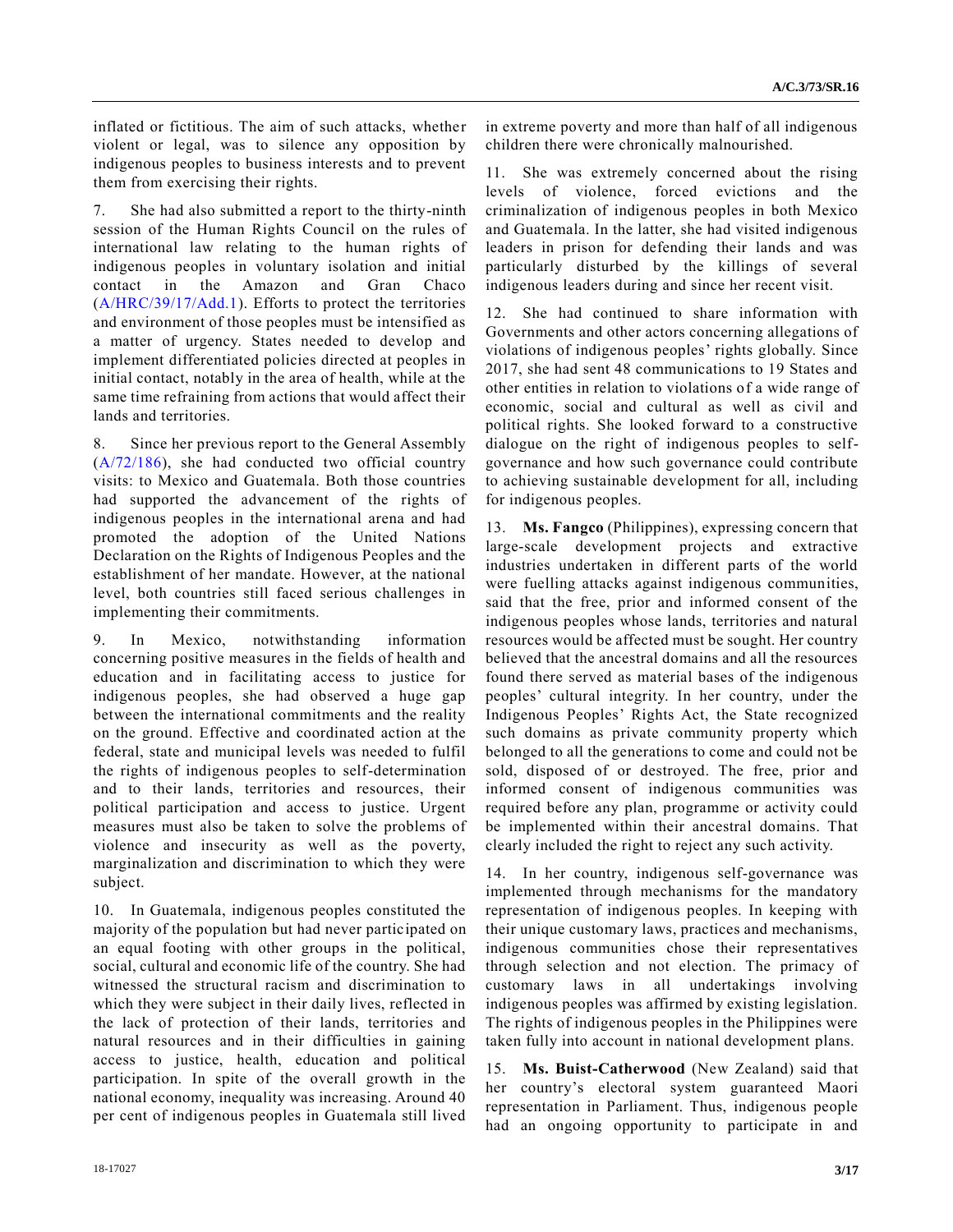inflated or fictitious. The aim of such attacks, whether violent or legal, was to silence any opposition by indigenous peoples to business interests and to prevent them from exercising their rights.

7. She had also submitted a report to the thirty-ninth session of the Human Rights Council on the rules of international law relating to the human rights of indigenous peoples in voluntary isolation and initial contact in the Amazon and Gran Chaco (A/HRC/39/17/Add.1). Efforts to protect the territories and environment of those peoples must be intensified as a matter of urgency. States needed to develop and implement differentiated policies directed at peoples in initial contact, notably in the area of health, while at the same time refraining from actions that would affect their lands and territories.

8. Since her previous report to the General Assembly (A/72/186), she had conducted two official country visits: to Mexico and Guatemala. Both those countries had supported the advancement of the rights of indigenous peoples in the international arena and had promoted the adoption of the United Nations Declaration on the Rights of Indigenous Peoples and the establishment of her mandate. However, at the national level, both countries still faced serious challenges in implementing their commitments.

9. In Mexico, notwithstanding information concerning positive measures in the fields of health and education and in facilitating access to justice for indigenous peoples, she had observed a huge gap between the international commitments and the reality on the ground. Effective and coordinated action at the federal, state and municipal levels was needed to fulfil the rights of indigenous peoples to self-determination and to their lands, territories and resources, their political participation and access to justice. Urgent measures must also be taken to solve the problems of violence and insecurity as well as the poverty, marginalization and discrimination to which they were subject.

10. In Guatemala, indigenous peoples constituted the majority of the population but had never participated on an equal footing with other groups in the political, social, cultural and economic life of the country. She had witnessed the structural racism and discrimination to which they were subject in their daily lives, reflected in the lack of protection of their lands, territories and natural resources and in their difficulties in gaining access to justice, health, education and political participation. In spite of the overall growth in the national economy, inequality was increasing. Around 40 per cent of indigenous peoples in Guatemala still lived in extreme poverty and more than half of all indigenous children there were chronically malnourished.

11. She was extremely concerned about the rising levels of violence, forced evictions and the criminalization of indigenous peoples in both Mexico and Guatemala. In the latter, she had visited indigenous leaders in prison for defending their lands and was particularly disturbed by the killings of several indigenous leaders during and since her recent visit.

12. She had continued to share information with Governments and other actors concerning allegations of violations of indigenous peoples' rights globally. Since 2017, she had sent 48 communications to 19 States and other entities in relation to violations of a wide range of economic, social and cultural as well as civil and political rights. She looked forward to a constructive dialogue on the right of indigenous peoples to self-governance and how such governance could contribute to achieving sustainable development for all, including for indigenous peoples.

13. **Ms. Fangco** (Philippines), expressing concern that large-scale development projects and extractive industries undertaken in different parts of the world were fuelling attacks against indigenous communities, said that the free, prior and informed consent of the indigenous peoples whose lands, territories and natural resources would be affected must be sought. Her country believed that the ancestral domains and all the resources found there served as material bases of the indigenous peoples' cultural integrity. In her country, under the Indigenous Peoples' Rights Act, the State recognized such domains as private community property which belonged to all the generations to come and could not be sold, disposed of or destroyed. The free, prior and informed consent of indigenous communities was required before any plan, programme or activity could be implemented within their ancestral domains. That clearly included the right to reject any such activity.

14. In her country, indigenous self-governance was implemented through mechanisms for the mandatory representation of indigenous peoples. In keeping with their unique customary laws, practices and mechanisms, indigenous communities chose their representatives through selection and not election. The primacy of customary laws in all undertakings involving indigenous peoples was affirmed by existing legislation. The rights of indigenous peoples in the Philippines were taken fully into account in national development plans.

15. **Ms. Buist-Catherwood** (New Zealand) said that her country's electoral system guaranteed Maori representation in Parliament. Thus, indigenous people had an ongoing opportunity to participate in and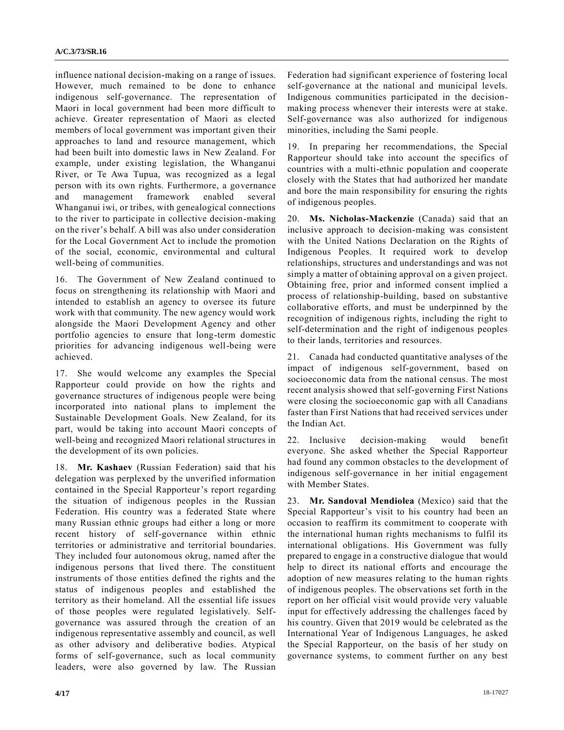influence national decision-making on a range of issues. However, much remained to be done to enhance indigenous self-governance. The representation of Maori in local government had been more difficult to achieve. Greater representation of Maori as elected members of local government was important given their approaches to land and resource management, which had been built into domestic laws in New Zealand. For example, under existing legislation, the Whanganui River, or Te Awa Tupua, was recognized as a legal person with its own rights. Furthermore, a governance and management framework enabled several Whanganui iwi, or tribes, with genealogical connections to the river to participate in collective decision-making on the river's behalf. A bill was also under consideration for the Local Government Act to include the promotion of the social, economic, environmental and cultural well-being of communities.

16. The Government of New Zealand continued to focus on strengthening its relationship with Maori and intended to establish an agency to oversee its future work with that community. The new agency would work alongside the Maori Development Agency and other portfolio agencies to ensure that long-term domestic priorities for advancing indigenous well-being were achieved.

17. She would welcome any examples the Special Rapporteur could provide on how the rights and governance structures of indigenous people were being incorporated into national plans to implement the Sustainable Development Goals. New Zealand, for its part, would be taking into account Maori concepts of well-being and recognized Maori relational structures in the development of its own policies.

18. **Mr. Kashaev** (Russian Federation) said that his delegation was perplexed by the unverified information contained in the Special Rapporteur's report regarding the situation of indigenous peoples in the Russian Federation. His country was a federated State where many Russian ethnic groups had either a long or more recent history of self-governance within ethnic territories or administrative and territorial boundaries. They included four autonomous okrug, named after the indigenous persons that lived there. The constituent instruments of those entities defined the rights and the status of indigenous peoples and established the territory as their homeland. All the essential life issues of those peoples were regulated legislatively. Self-governance was assured through the creation of an indigenous representative assembly and council, as well as other advisory and deliberative bodies. Atypical forms of self-governance, such as local community leaders, were also governed by law. The Russian Federation had significant experience of fostering local self-governance at the national and municipal levels. Indigenous communities participated in the decision-making process whenever their interests were at stake. Self-governance was also authorized for indigenous minorities, including the Sami people.

19. In preparing her recommendations, the Special Rapporteur should take into account the specifics of countries with a multi-ethnic population and cooperate closely with the States that had authorized her mandate and bore the main responsibility for ensuring the rights of indigenous peoples.

20. **Ms. Nicholas-Mackenzie** (Canada) said that an inclusive approach to decision-making was consistent with the United Nations Declaration on the Rights of Indigenous Peoples. It required work to develop relationships, structures and understandings and was not simply a matter of obtaining approval on a given project. Obtaining free, prior and informed consent implied a process of relationship-building, based on substantive collaborative efforts, and must be underpinned by the recognition of indigenous rights, including the right to self-determination and the right of indigenous peoples to their lands, territories and resources.

21. Canada had conducted quantitative analyses of the impact of indigenous self-government, based on socioeconomic data from the national census. The most recent analysis showed that self-governing First Nations were closing the socioeconomic gap with all Canadians faster than First Nations that had received services under the Indian Act.

22. Inclusive decision-making would benefit everyone. She asked whether the Special Rapporteur had found any common obstacles to the development of indigenous self-governance in her initial engagement with Member States.

23. **Mr. Sandoval Mendiolea** (Mexico) said that the Special Rapporteur's visit to his country had been an occasion to reaffirm its commitment to cooperate with the international human rights mechanisms to fulfil its international obligations. His Government was fully prepared to engage in a constructive dialogue that would help to direct its national efforts and encourage the adoption of new measures relating to the human rights of indigenous peoples. The observations set forth in the report on her official visit would provide very valuable input for effectively addressing the challenges faced by his country. Given that 2019 would be celebrated as the International Year of Indigenous Languages, he asked the Special Rapporteur, on the basis of her study on governance systems, to comment further on any best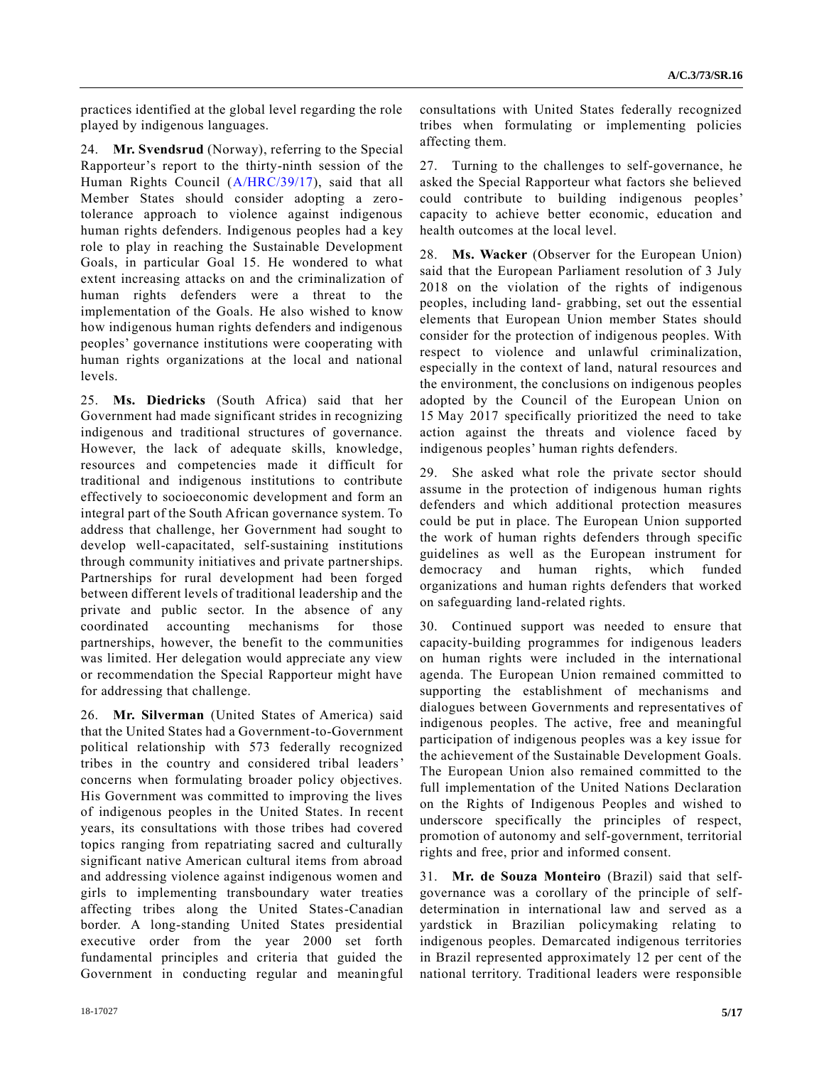practices identified at the global level regarding the role played by indigenous languages.

24. **Mr. Svendsrud** (Norway), referring to the Special Rapporteur's report to the thirty-ninth session of the Human Rights Council (A/HRC/39/17), said that all Member States should consider adopting a zero-tolerance approach to violence against indigenous human rights defenders. Indigenous peoples had a key role to play in reaching the Sustainable Development Goals, in particular Goal 15. He wondered to what extent increasing attacks on and the criminalization of human rights defenders were a threat to the implementation of the Goals. He also wished to know how indigenous human rights defenders and indigenous peoples' governance institutions were cooperating with human rights organizations at the local and national levels.

25. **Ms. Diedricks** (South Africa) said that her Government had made significant strides in recognizing indigenous and traditional structures of governance. However, the lack of adequate skills, knowledge, resources and competencies made it difficult for traditional and indigenous institutions to contribute effectively to socioeconomic development and form an integral part of the South African governance system. To address that challenge, her Government had sought to develop well-capacitated, self-sustaining institutions through community initiatives and private partnerships. Partnerships for rural development had been forged between different levels of traditional leadership and the private and public sector. In the absence of any coordinated accounting mechanisms for those partnerships, however, the benefit to the communities was limited. Her delegation would appreciate any view or recommendation the Special Rapporteur might have for addressing that challenge.

26. **Mr. Silverman** (United States of America) said that the United States had a Government-to-Government political relationship with 573 federally recognized tribes in the country and considered tribal leaders' concerns when formulating broader policy objectives. His Government was committed to improving the lives of indigenous peoples in the United States. In recent years, its consultations with those tribes had covered topics ranging from repatriating sacred and culturally significant native American cultural items from abroad and addressing violence against indigenous women and girls to implementing transboundary water treaties affecting tribes along the United States-Canadian border. A long-standing United States presidential executive order from the year 2000 set forth fundamental principles and criteria that guided the Government in conducting regular and meaningful consultations with United States federally recognized tribes when formulating or implementing policies affecting them.

27. Turning to the challenges to self-governance, he asked the Special Rapporteur what factors she believed could contribute to building indigenous peoples' capacity to achieve better economic, education and health outcomes at the local level.

28. **Ms. Wacker** (Observer for the European Union) said that the European Parliament resolution of 3 July 2018 on the violation of the rights of indigenous peoples, including land- grabbing, set out the essential elements that European Union member States should consider for the protection of indigenous peoples. With respect to violence and unlawful criminalization, especially in the context of land, natural resources and the environment, the conclusions on indigenous peoples adopted by the Council of the European Union on 15 May 2017 specifically prioritized the need to take action against the threats and violence faced by indigenous peoples' human rights defenders.

29. She asked what role the private sector should assume in the protection of indigenous human rights defenders and which additional protection measures could be put in place. The European Union supported the work of human rights defenders through specific guidelines as well as the European instrument for democracy and human rights, which funded organizations and human rights defenders that worked on safeguarding land-related rights.

30. Continued support was needed to ensure that capacity-building programmes for indigenous leaders on human rights were included in the international agenda. The European Union remained committed to supporting the establishment of mechanisms and dialogues between Governments and representatives of indigenous peoples. The active, free and meaningful participation of indigenous peoples was a key issue for the achievement of the Sustainable Development Goals. The European Union also remained committed to the full implementation of the United Nations Declaration on the Rights of Indigenous Peoples and wished to underscore specifically the principles of respect, promotion of autonomy and self-government, territorial rights and free, prior and informed consent.

31. **Mr. de Souza Monteiro** (Brazil) said that self-governance was a corollary of the principle of self-determination in international law and served as a yardstick in Brazilian policymaking relating to indigenous peoples. Demarcated indigenous territories in Brazil represented approximately 12 per cent of the national territory. Traditional leaders were responsible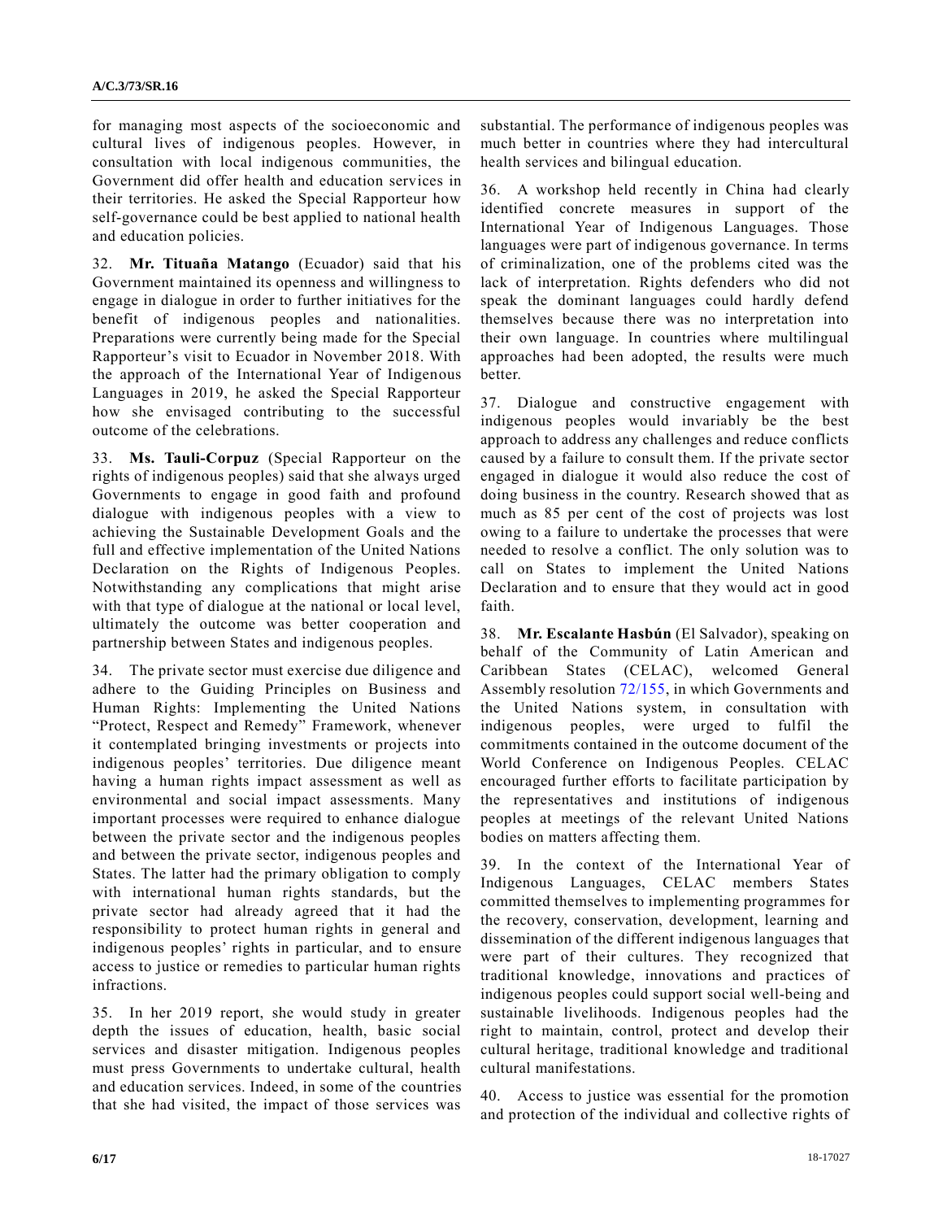for managing most aspects of the socioeconomic and cultural lives of indigenous peoples. However, in consultation with local indigenous communities, the Government did offer health and education services in their territories. He asked the Special Rapporteur how self-governance could be best applied to national health and education policies.

32. **Mr. Tituaña Matango** (Ecuador) said that his Government maintained its openness and willingness to engage in dialogue in order to further initiatives for the benefit of indigenous peoples and nationalities. Preparations were currently being made for the Special Rapporteur's visit to Ecuador in November 2018. With the approach of the International Year of Indigenous Languages in 2019, he asked the Special Rapporteur how she envisaged contributing to the successful outcome of the celebrations.

33. **Ms. Tauli-Corpuz** (Special Rapporteur on the rights of indigenous peoples) said that she always urged Governments to engage in good faith and profound dialogue with indigenous peoples with a view to achieving the Sustainable Development Goals and the full and effective implementation of the United Nations Declaration on the Rights of Indigenous Peoples. Notwithstanding any complications that might arise with that type of dialogue at the national or local level, ultimately the outcome was better cooperation and partnership between States and indigenous peoples.

34. The private sector must exercise due diligence and adhere to the Guiding Principles on Business and Human Rights: Implementing the United Nations "Protect, Respect and Remedy" Framework, whenever it contemplated bringing investments or projects into indigenous peoples' territories. Due diligence meant having a human rights impact assessment as well as environmental and social impact assessments. Many important processes were required to enhance dialogue between the private sector and the indigenous peoples and between the private sector, indigenous peoples and States. The latter had the primary obligation to comply with international human rights standards, but the private sector had already agreed that it had the responsibility to protect human rights in general and indigenous peoples' rights in particular, and to ensure access to justice or remedies to particular human rights infractions.

35. In her 2019 report, she would study in greater depth the issues of education, health, basic social services and disaster mitigation. Indigenous peoples must press Governments to undertake cultural, health and education services. Indeed, in some of the countries that she had visited, the impact of those services was substantial. The performance of indigenous peoples was much better in countries where they had intercultural health services and bilingual education.

36. A workshop held recently in China had clearly identified concrete measures in support of the International Year of Indigenous Languages. Those languages were part of indigenous governance. In terms of criminalization, one of the problems cited was the lack of interpretation. Rights defenders who did not speak the dominant languages could hardly defend themselves because there was no interpretation into their own language. In countries where multilingual approaches had been adopted, the results were much better.

37. Dialogue and constructive engagement with indigenous peoples would invariably be the best approach to address any challenges and reduce conflicts caused by a failure to consult them. If the private sector engaged in dialogue it would also reduce the cost of doing business in the country. Research showed that as much as 85 per cent of the cost of projects was lost owing to a failure to undertake the processes that were needed to resolve a conflict. The only solution was to call on States to implement the United Nations Declaration and to ensure that they would act in good faith.

38. **Mr. Escalante Hasbún** (El Salvador), speaking on behalf of the Community of Latin American and Caribbean States (CELAC), welcomed General Assembly resolution 72/155, in which Governments and the United Nations system, in consultation with indigenous peoples, were urged to fulfil the commitments contained in the outcome document of the World Conference on Indigenous Peoples. CELAC encouraged further efforts to facilitate participation by the representatives and institutions of indigenous peoples at meetings of the relevant United Nations bodies on matters affecting them.

39. In the context of the International Year of Indigenous Languages, CELAC members States committed themselves to implementing programmes for the recovery, conservation, development, learning and dissemination of the different indigenous languages that were part of their cultures. They recognized that traditional knowledge, innovations and practices of indigenous peoples could support social well-being and sustainable livelihoods. Indigenous peoples had the right to maintain, control, protect and develop their cultural heritage, traditional knowledge and traditional cultural manifestations.

40. Access to justice was essential for the promotion and protection of the individual and collective rights of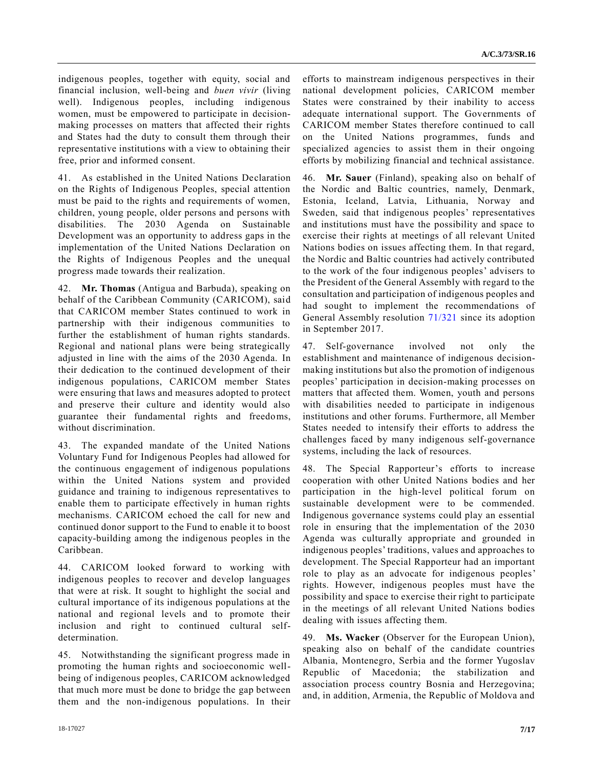indigenous peoples, together with equity, social and financial inclusion, well-being and *buen vivir* (living well). Indigenous peoples, including indigenous women, must be empowered to participate in decision-making processes on matters that affected their rights and States had the duty to consult them through their representative institutions with a view to obtaining their free, prior and informed consent.

41. As established in the United Nations Declaration on the Rights of Indigenous Peoples, special attention must be paid to the rights and requirements of women, children, young people, older persons and persons with disabilities. The 2030 Agenda on Sustainable Development was an opportunity to address gaps in the implementation of the United Nations Declaration on the Rights of Indigenous Peoples and the unequal progress made towards their realization.

42. **Mr. Thomas** (Antigua and Barbuda), speaking on behalf of the Caribbean Community (CARICOM), said that CARICOM member States continued to work in partnership with their indigenous communities to further the establishment of human rights standards. Regional and national plans were being strategically adjusted in line with the aims of the 2030 Agenda. In their dedication to the continued development of their indigenous populations, CARICOM member States were ensuring that laws and measures adopted to protect and preserve their culture and identity would also guarantee their fundamental rights and freedoms, without discrimination.

43. The expanded mandate of the United Nations Voluntary Fund for Indigenous Peoples had allowed for the continuous engagement of indigenous populations within the United Nations system and provided guidance and training to indigenous representatives to enable them to participate effectively in human rights mechanisms. CARICOM echoed the call for new and continued donor support to the Fund to enable it to boost capacity-building among the indigenous peoples in the Caribbean.

44. CARICOM looked forward to working with indigenous peoples to recover and develop languages that were at risk. It sought to highlight the social and cultural importance of its indigenous populations at the national and regional levels and to promote their inclusion and right to continued cultural self-determination.

45. Notwithstanding the significant progress made in promoting the human rights and socioeconomic well-being of indigenous peoples, CARICOM acknowledged that much more must be done to bridge the gap between them and the non-indigenous populations. In their efforts to mainstream indigenous perspectives in their national development policies, CARICOM member States were constrained by their inability to access adequate international support. The Governments of CARICOM member States therefore continued to call on the United Nations programmes, funds and specialized agencies to assist them in their ongoing efforts by mobilizing financial and technical assistance.

46. **Mr. Sauer** (Finland), speaking also on behalf of the Nordic and Baltic countries, namely, Denmark, Estonia, Iceland, Latvia, Lithuania, Norway and Sweden, said that indigenous peoples' representatives and institutions must have the possibility and space to exercise their rights at meetings of all relevant United Nations bodies on issues affecting them. In that regard, the Nordic and Baltic countries had actively contributed to the work of the four indigenous peoples' advisers to the President of the General Assembly with regard to the consultation and participation of indigenous peoples and had sought to implement the recommendations of General Assembly resolution 71/321 since its adoption in September 2017.

47. Self-governance involved not only the establishment and maintenance of indigenous decision-making institutions but also the promotion of indigenous peoples' participation in decision-making processes on matters that affected them. Women, youth and persons with disabilities needed to participate in indigenous institutions and other forums. Furthermore, all Member States needed to intensify their efforts to address the challenges faced by many indigenous self-governance systems, including the lack of resources.

48. The Special Rapporteur's efforts to increase cooperation with other United Nations bodies and her participation in the high-level political forum on sustainable development were to be commended. Indigenous governance systems could play an essential role in ensuring that the implementation of the 2030 Agenda was culturally appropriate and grounded in indigenous peoples' traditions, values and approaches to development. The Special Rapporteur had an important role to play as an advocate for indigenous peoples' rights. However, indigenous peoples must have the possibility and space to exercise their right to participate in the meetings of all relevant United Nations bodies dealing with issues affecting them.

49. **Ms. Wacker** (Observer for the European Union), speaking also on behalf of the candidate countries Albania, Montenegro, Serbia and the former Yugoslav Republic of Macedonia; the stabilization and association process country Bosnia and Herzegovina; and, in addition, Armenia, the Republic of Moldova and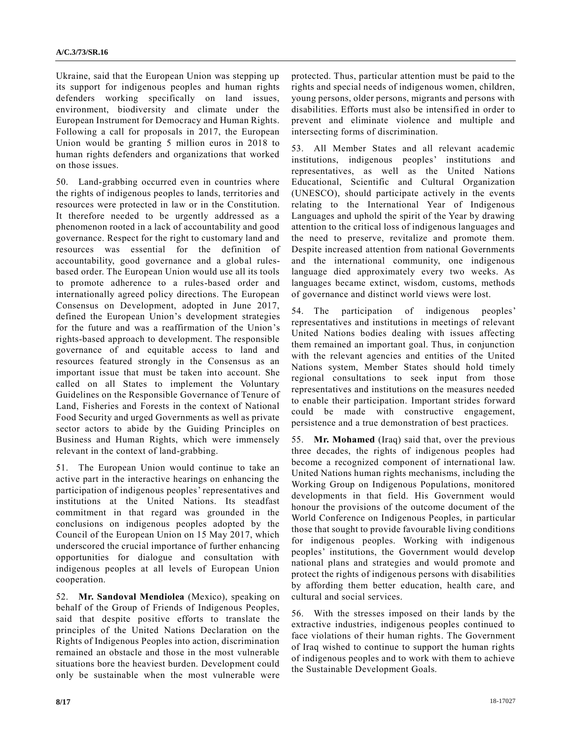Ukraine, said that the European Union was stepping up its support for indigenous peoples and human rights defenders working specifically on land issues, environment, biodiversity and climate under the European Instrument for Democracy and Human Rights. Following a call for proposals in 2017, the European Union would be granting 5 million euros in 2018 to human rights defenders and organizations that worked on those issues.

50. Land-grabbing occurred even in countries where the rights of indigenous peoples to lands, territories and resources were protected in law or in the Constitution. It therefore needed to be urgently addressed as a phenomenon rooted in a lack of accountability and good governance. Respect for the right to customary land and resources was essential for the definition of accountability, good governance and a global rules-based order. The European Union would use all its tools to promote adherence to a rules-based order and internationally agreed policy directions. The European Consensus on Development, adopted in June 2017, defined the European Union's development strategies for the future and was a reaffirmation of the Union's rights-based approach to development. The responsible governance of and equitable access to land and resources featured strongly in the Consensus as an important issue that must be taken into account. She called on all States to implement the Voluntary Guidelines on the Responsible Governance of Tenure of Land, Fisheries and Forests in the context of National Food Security and urged Governments as well as private sector actors to abide by the Guiding Principles on Business and Human Rights, which were immensely relevant in the context of land-grabbing.

51. The European Union would continue to take an active part in the interactive hearings on enhancing the participation of indigenous peoples' representatives and institutions at the United Nations. Its steadfast commitment in that regard was grounded in the conclusions on indigenous peoples adopted by the Council of the European Union on 15 May 2017, which underscored the crucial importance of further enhancing opportunities for dialogue and consultation with indigenous peoples at all levels of European Union cooperation.

52. **Mr. Sandoval Mendiolea** (Mexico), speaking on behalf of the Group of Friends of Indigenous Peoples, said that despite positive efforts to translate the principles of the United Nations Declaration on the Rights of Indigenous Peoples into action, discrimination remained an obstacle and those in the most vulnerable situations bore the heaviest burden. Development could only be sustainable when the most vulnerable were protected. Thus, particular attention must be paid to the rights and special needs of indigenous women, children, young persons, older persons, migrants and persons with disabilities. Efforts must also be intensified in order to prevent and eliminate violence and multiple and intersecting forms of discrimination.

53. All Member States and all relevant academic institutions, indigenous peoples' institutions and representatives, as well as the United Nations Educational, Scientific and Cultural Organization (UNESCO), should participate actively in the events relating to the International Year of Indigenous Languages and uphold the spirit of the Year by drawing attention to the critical loss of indigenous languages and the need to preserve, revitalize and promote them. Despite increased attention from national Governments and the international community, one indigenous language died approximately every two weeks. As languages became extinct, wisdom, customs, methods of governance and distinct world views were lost.

54. The participation of indigenous peoples' representatives and institutions in meetings of relevant United Nations bodies dealing with issues affecting them remained an important goal. Thus, in conjunction with the relevant agencies and entities of the United Nations system, Member States should hold timely regional consultations to seek input from those representatives and institutions on the measures needed to enable their participation. Important strides forward could be made with constructive engagement, persistence and a true demonstration of best practices.

55. **Mr. Mohamed** (Iraq) said that, over the previous three decades, the rights of indigenous peoples had become a recognized component of international law. United Nations human rights mechanisms, including the Working Group on Indigenous Populations, monitored developments in that field. His Government would honour the provisions of the outcome document of the World Conference on Indigenous Peoples, in particular those that sought to provide favourable living conditions for indigenous peoples. Working with indigenous peoples' institutions, the Government would develop national plans and strategies and would promote and protect the rights of indigenous persons with disabilities by affording them better education, health care, and cultural and social services.

56. With the stresses imposed on their lands by the extractive industries, indigenous peoples continued to face violations of their human rights. The Government of Iraq wished to continue to support the human rights of indigenous peoples and to work with them to achieve the Sustainable Development Goals.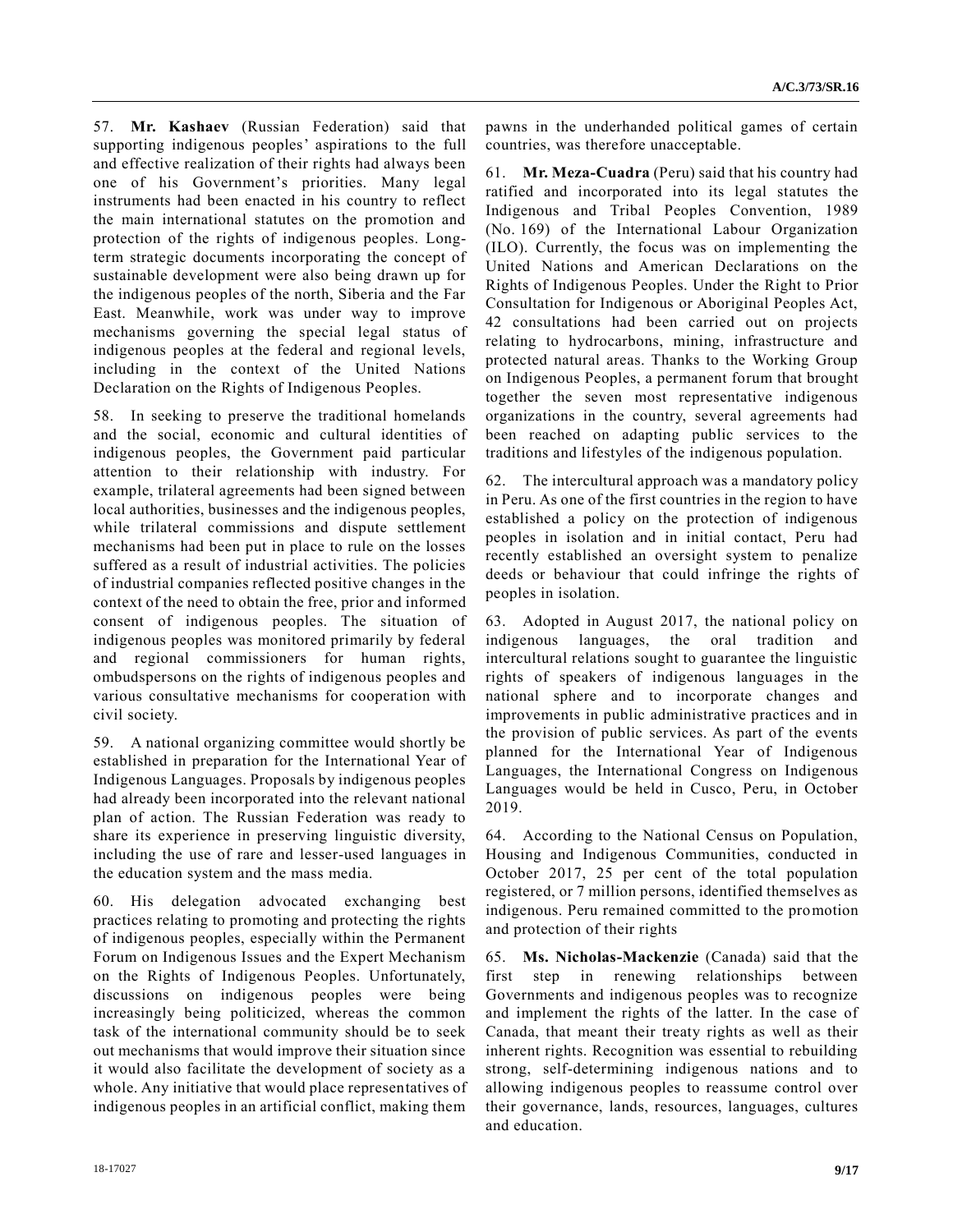57. **Mr. Kashaev** (Russian Federation) said that supporting indigenous peoples' aspirations to the full and effective realization of their rights had always been one of his Government's priorities. Many legal instruments had been enacted in his country to reflect the main international statutes on the promotion and protection of the rights of indigenous peoples. Long-term strategic documents incorporating the concept of sustainable development were also being drawn up for the indigenous peoples of the north, Siberia and the Far East. Meanwhile, work was under way to improve mechanisms governing the special legal status of indigenous peoples at the federal and regional levels, including in the context of the United Nations Declaration on the Rights of Indigenous Peoples.

58. In seeking to preserve the traditional homelands and the social, economic and cultural identities of indigenous peoples, the Government paid particular attention to their relationship with industry. For example, trilateral agreements had been signed between local authorities, businesses and the indigenous peoples, while trilateral commissions and dispute settlement mechanisms had been put in place to rule on the losses suffered as a result of industrial activities. The policies of industrial companies reflected positive changes in the context of the need to obtain the free, prior and informed consent of indigenous peoples. The situation of indigenous peoples was monitored primarily by federal and regional commissioners for human rights, ombudspersons on the rights of indigenous peoples and various consultative mechanisms for cooperation with civil society.

59. A national organizing committee would shortly be established in preparation for the International Year of Indigenous Languages. Proposals by indigenous peoples had already been incorporated into the relevant national plan of action. The Russian Federation was ready to share its experience in preserving linguistic diversity, including the use of rare and lesser-used languages in the education system and the mass media.

60. His delegation advocated exchanging best practices relating to promoting and protecting the rights of indigenous peoples, especially within the Permanent Forum on Indigenous Issues and the Expert Mechanism on the Rights of Indigenous Peoples. Unfortunately, discussions on indigenous peoples were being increasingly being politicized, whereas the common task of the international community should be to seek out mechanisms that would improve their situation since it would also facilitate the development of society as a whole. Any initiative that would place representatives of indigenous peoples in an artificial conflict, making them pawns in the underhanded political games of certain countries, was therefore unacceptable.

61. **Mr. Meza-Cuadra** (Peru) said that his country had ratified and incorporated into its legal statutes the Indigenous and Tribal Peoples Convention, 1989 (No. 169) of the International Labour Organization (ILO). Currently, the focus was on implementing the United Nations and American Declarations on the Rights of Indigenous Peoples. Under the Right to Prior Consultation for Indigenous or Aboriginal Peoples Act, 42 consultations had been carried out on projects relating to hydrocarbons, mining, infrastructure and protected natural areas. Thanks to the Working Group on Indigenous Peoples, a permanent forum that brought together the seven most representative indigenous organizations in the country, several agreements had been reached on adapting public services to the traditions and lifestyles of the indigenous population.

62. The intercultural approach was a mandatory policy in Peru. As one of the first countries in the region to have established a policy on the protection of indigenous peoples in isolation and in initial contact, Peru had recently established an oversight system to penalize deeds or behaviour that could infringe the rights of peoples in isolation.

63. Adopted in August 2017, the national policy on indigenous languages, the oral tradition and intercultural relations sought to guarantee the linguistic rights of speakers of indigenous languages in the national sphere and to incorporate changes and improvements in public administrative practices and in the provision of public services. As part of the events planned for the International Year of Indigenous Languages, the International Congress on Indigenous Languages would be held in Cusco, Peru, in October 2019.

64. According to the National Census on Population, Housing and Indigenous Communities, conducted in October 2017, 25 per cent of the total population registered, or 7 million persons, identified themselves as indigenous. Peru remained committed to the promotion and protection of their rights

65. **Ms. Nicholas-Mackenzie** (Canada) said that the first step in renewing relationships between Governments and indigenous peoples was to recognize and implement the rights of the latter. In the case of Canada, that meant their treaty rights as well as their inherent rights. Recognition was essential to rebuilding strong, self-determining indigenous nations and to allowing indigenous peoples to reassume control over their governance, lands, resources, languages, cultures and education.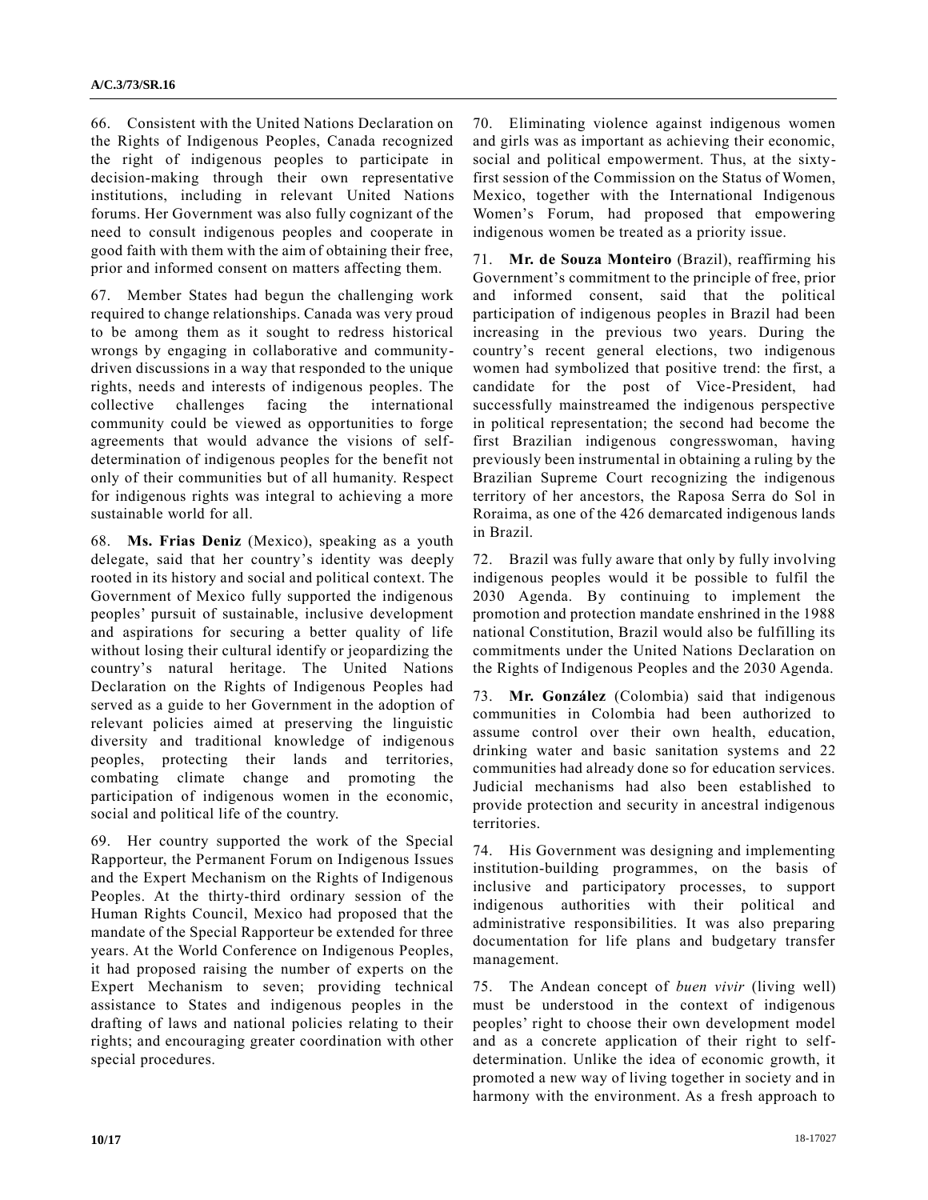66. Consistent with the United Nations Declaration on the Rights of Indigenous Peoples, Canada recognized the right of indigenous peoples to participate in decision-making through their own representative institutions, including in relevant United Nations forums. Her Government was also fully cognizant of the need to consult indigenous peoples and cooperate in good faith with them with the aim of obtaining their free, prior and informed consent on matters affecting them.

67. Member States had begun the challenging work required to change relationships. Canada was very proud to be among them as it sought to redress historical wrongs by engaging in collaborative and community-driven discussions in a way that responded to the unique rights, needs and interests of indigenous peoples. The collective challenges facing the international community could be viewed as opportunities to forge agreements that would advance the visions of self-determination of indigenous peoples for the benefit not only of their communities but of all humanity. Respect for indigenous rights was integral to achieving a more sustainable world for all.

68. **Ms. Frias Deniz** (Mexico), speaking as a youth delegate, said that her country's identity was deeply rooted in its history and social and political context. The Government of Mexico fully supported the indigenous peoples' pursuit of sustainable, inclusive development and aspirations for securing a better quality of life without losing their cultural identify or jeopardizing the country's natural heritage. The United Nations Declaration on the Rights of Indigenous Peoples had served as a guide to her Government in the adoption of relevant policies aimed at preserving the linguistic diversity and traditional knowledge of indigenous peoples, protecting their lands and territories, combating climate change and promoting the participation of indigenous women in the economic, social and political life of the country.

69. Her country supported the work of the Special Rapporteur, the Permanent Forum on Indigenous Issues and the Expert Mechanism on the Rights of Indigenous Peoples. At the thirty-third ordinary session of the Human Rights Council, Mexico had proposed that the mandate of the Special Rapporteur be extended for three years. At the World Conference on Indigenous Peoples, it had proposed raising the number of experts on the Expert Mechanism to seven; providing technical assistance to States and indigenous peoples in the drafting of laws and national policies relating to their rights; and encouraging greater coordination with other special procedures.

70. Eliminating violence against indigenous women and girls was as important as achieving their economic, social and political empowerment. Thus, at the sixty-first session of the Commission on the Status of Women, Mexico, together with the International Indigenous Women's Forum, had proposed that empowering indigenous women be treated as a priority issue.

71. **Mr. de Souza Monteiro** (Brazil), reaffirming his Government's commitment to the principle of free, prior and informed consent, said that the political participation of indigenous peoples in Brazil had been increasing in the previous two years. During the country's recent general elections, two indigenous women had symbolized that positive trend: the first, a candidate for the post of Vice-President, had successfully mainstreamed the indigenous perspective in political representation; the second had become the first Brazilian indigenous congresswoman, having previously been instrumental in obtaining a ruling by the Brazilian Supreme Court recognizing the indigenous territory of her ancestors, the Raposa Serra do Sol in Roraima, as one of the 426 demarcated indigenous lands in Brazil.

72. Brazil was fully aware that only by fully involving indigenous peoples would it be possible to fulfil the 2030 Agenda. By continuing to implement the promotion and protection mandate enshrined in the 1988 national Constitution, Brazil would also be fulfilling its commitments under the United Nations Declaration on the Rights of Indigenous Peoples and the 2030 Agenda.

73. **Mr. González** (Colombia) said that indigenous communities in Colombia had been authorized to assume control over their own health, education, drinking water and basic sanitation systems and 22 communities had already done so for education services. Judicial mechanisms had also been established to provide protection and security in ancestral indigenous territories.

74. His Government was designing and implementing institution-building programmes, on the basis of inclusive and participatory processes, to support indigenous authorities with their political and administrative responsibilities. It was also preparing documentation for life plans and budgetary transfer management.

75. The Andean concept of *buen vivir* (living well) must be understood in the context of indigenous peoples' right to choose their own development model and as a concrete application of their right to self-determination. Unlike the idea of economic growth, it promoted a new way of living together in society and in harmony with the environment. As a fresh approach to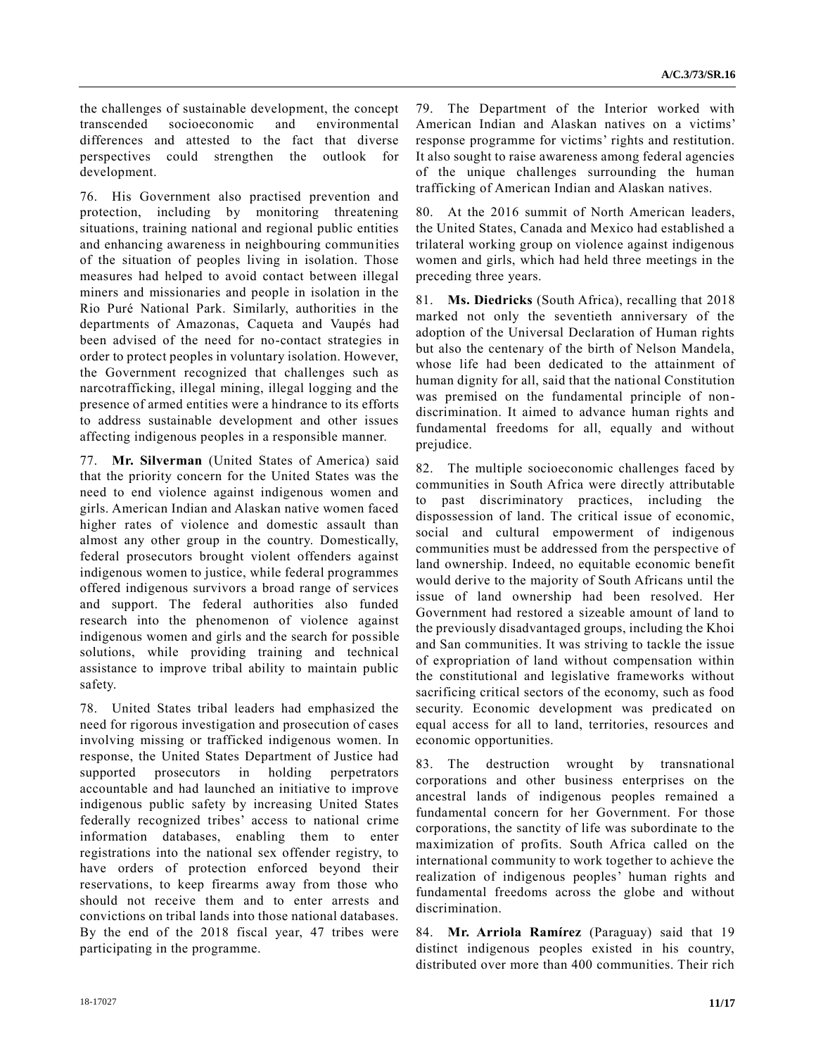the challenges of sustainable development, the concept transcended socioeconomic and environmental differences and attested to the fact that diverse perspectives could strengthen the outlook for development.

76. His Government also practised prevention and protection, including by monitoring threatening situations, training national and regional public entities and enhancing awareness in neighbouring communities of the situation of peoples living in isolation. Those measures had helped to avoid contact between illegal miners and missionaries and people in isolation in the Rio Puré National Park. Similarly, authorities in the departments of Amazonas, Caqueta and Vaupés had been advised of the need for no-contact strategies in order to protect peoples in voluntary isolation. However, the Government recognized that challenges such as narcotrafficking, illegal mining, illegal logging and the presence of armed entities were a hindrance to its efforts to address sustainable development and other issues affecting indigenous peoples in a responsible manner.

77. **Mr. Silverman** (United States of America) said that the priority concern for the United States was the need to end violence against indigenous women and girls. American Indian and Alaskan native women faced higher rates of violence and domestic assault than almost any other group in the country. Domestically, federal prosecutors brought violent offenders against indigenous women to justice, while federal programmes offered indigenous survivors a broad range of services and support. The federal authorities also funded research into the phenomenon of violence against indigenous women and girls and the search for possible solutions, while providing training and technical assistance to improve tribal ability to maintain public safety.

78. United States tribal leaders had emphasized the need for rigorous investigation and prosecution of cases involving missing or trafficked indigenous women. In response, the United States Department of Justice had supported prosecutors in holding perpetrators accountable and had launched an initiative to improve indigenous public safety by increasing United States federally recognized tribes' access to national crime information databases, enabling them to enter registrations into the national sex offender registry, to have orders of protection enforced beyond their reservations, to keep firearms away from those who should not receive them and to enter arrests and convictions on tribal lands into those national databases. By the end of the 2018 fiscal year, 47 tribes were participating in the programme.

79. The Department of the Interior worked with American Indian and Alaskan natives on a victims' response programme for victims' rights and restitution. It also sought to raise awareness among federal agencies of the unique challenges surrounding the human trafficking of American Indian and Alaskan natives.

80. At the 2016 summit of North American leaders, the United States, Canada and Mexico had established a trilateral working group on violence against indigenous women and girls, which had held three meetings in the preceding three years.

81. **Ms. Diedricks** (South Africa), recalling that 2018 marked not only the seventieth anniversary of the adoption of the Universal Declaration of Human rights but also the centenary of the birth of Nelson Mandela, whose life had been dedicated to the attainment of human dignity for all, said that the national Constitution was premised on the fundamental principle of non-discrimination. It aimed to advance human rights and fundamental freedoms for all, equally and without prejudice.

82. The multiple socioeconomic challenges faced by communities in South Africa were directly attributable to past discriminatory practices, including the dispossession of land. The critical issue of economic, social and cultural empowerment of indigenous communities must be addressed from the perspective of land ownership. Indeed, no equitable economic benefit would derive to the majority of South Africans until the issue of land ownership had been resolved. Her Government had restored a sizeable amount of land to the previously disadvantaged groups, including the Khoi and San communities. It was striving to tackle the issue of expropriation of land without compensation within the constitutional and legislative frameworks without sacrificing critical sectors of the economy, such as food security. Economic development was predicated on equal access for all to land, territories, resources and economic opportunities.

83. The destruction wrought by transnational corporations and other business enterprises on the ancestral lands of indigenous peoples remained a fundamental concern for her Government. For those corporations, the sanctity of life was subordinate to the maximization of profits. South Africa called on the international community to work together to achieve the realization of indigenous peoples' human rights and fundamental freedoms across the globe and without discrimination.

84. **Mr. Arriola Ramírez** (Paraguay) said that 19 distinct indigenous peoples existed in his country, distributed over more than 400 communities. Their rich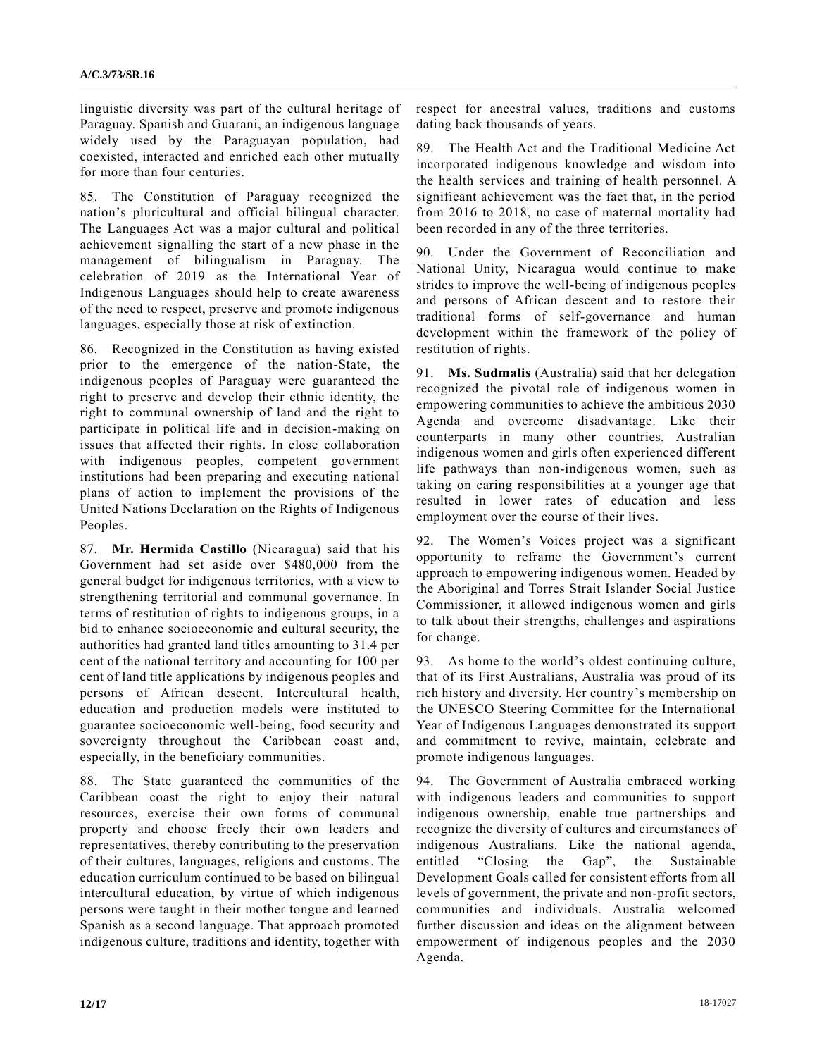linguistic diversity was part of the cultural heritage of Paraguay. Spanish and Guarani, an indigenous language widely used by the Paraguayan population, had coexisted, interacted and enriched each other mutually for more than four centuries.

85. The Constitution of Paraguay recognized the nation's pluricultural and official bilingual character. The Languages Act was a major cultural and political achievement signalling the start of a new phase in the management of bilingualism in Paraguay. The celebration of 2019 as the International Year of Indigenous Languages should help to create awareness of the need to respect, preserve and promote indigenous languages, especially those at risk of extinction.

86. Recognized in the Constitution as having existed prior to the emergence of the nation-State, the indigenous peoples of Paraguay were guaranteed the right to preserve and develop their ethnic identity, the right to communal ownership of land and the right to participate in political life and in decision-making on issues that affected their rights. In close collaboration with indigenous peoples, competent government institutions had been preparing and executing national plans of action to implement the provisions of the United Nations Declaration on the Rights of Indigenous Peoples.

87. **Mr. Hermida Castillo** (Nicaragua) said that his Government had set aside over $480,000 from the general budget for indigenous territories, with a view to strengthening territorial and communal governance. In terms of restitution of rights to indigenous groups, in a bid to enhance socioeconomic and cultural security, the authorities had granted land titles amounting to 31.4 per cent of the national territory and accounting for 100 per cent of land title applications by indigenous peoples and persons of African descent. Intercultural health, education and production models were instituted to guarantee socioeconomic well-being, food security and sovereignty throughout the Caribbean coast and, especially, in the beneficiary communities.

88. The State guaranteed the communities of the Caribbean coast the right to enjoy their natural resources, exercise their own forms of communal property and choose freely their own leaders and representatives, thereby contributing to the preservation of their cultures, languages, religions and customs. The education curriculum continued to be based on bilingual intercultural education, by virtue of which indigenous persons were taught in their mother tongue and learned Spanish as a second language. That approach promoted indigenous culture, traditions and identity, together with respect for ancestral values, traditions and customs dating back thousands of years.

89. The Health Act and the Traditional Medicine Act incorporated indigenous knowledge and wisdom into the health services and training of health personnel. A significant achievement was the fact that, in the period from 2016 to 2018, no case of maternal mortality had been recorded in any of the three territories.

90. Under the Government of Reconciliation and National Unity, Nicaragua would continue to make strides to improve the well-being of indigenous peoples and persons of African descent and to restore their traditional forms of self-governance and human development within the framework of the policy of restitution of rights.

91. **Ms. Sudmalis** (Australia) said that her delegation recognized the pivotal role of indigenous women in empowering communities to achieve the ambitious 2030 Agenda and overcome disadvantage. Like their counterparts in many other countries, Australian indigenous women and girls often experienced different life pathways than non-indigenous women, such as taking on caring responsibilities at a younger age that resulted in lower rates of education and less employment over the course of their lives.

92. The Women's Voices project was a significant opportunity to reframe the Government's current approach to empowering indigenous women. Headed by the Aboriginal and Torres Strait Islander Social Justice Commissioner, it allowed indigenous women and girls to talk about their strengths, challenges and aspirations for change.

93. As home to the world's oldest continuing culture, that of its First Australians, Australia was proud of its rich history and diversity. Her country's membership on the UNESCO Steering Committee for the International Year of Indigenous Languages demonstrated its support and commitment to revive, maintain, celebrate and promote indigenous languages.

94. The Government of Australia embraced working with indigenous leaders and communities to support indigenous ownership, enable true partnerships and recognize the diversity of cultures and circumstances of indigenous Australians. Like the national agenda, entitled "Closing the Gap", the Sustainable Development Goals called for consistent efforts from all levels of government, the private and non-profit sectors, communities and individuals. Australia welcomed further discussion and ideas on the alignment between empowerment of indigenous peoples and the 2030 Agenda.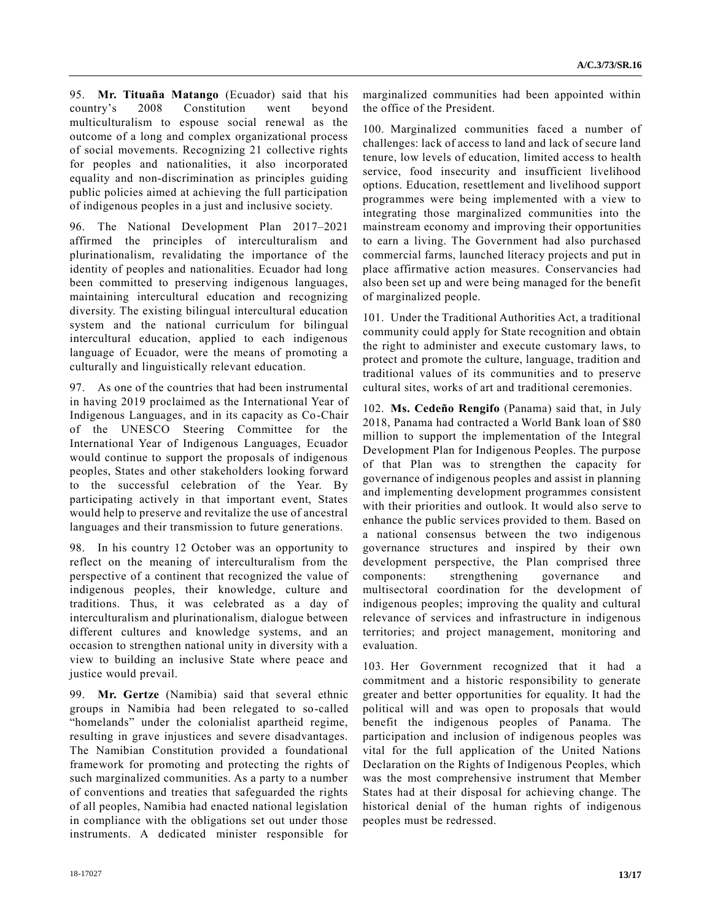95. **Mr. Tituaña Matango** (Ecuador) said that his country's 2008 Constitution went beyond multiculturalism to espouse social renewal as the outcome of a long and complex organizational process of social movements. Recognizing 21 collective rights for peoples and nationalities, it also incorporated equality and non-discrimination as principles guiding public policies aimed at achieving the full participation of indigenous peoples in a just and inclusive society.

96. The National Development Plan 2017–2021 affirmed the principles of interculturalism and plurinationalism, revalidating the importance of the identity of peoples and nationalities. Ecuador had long been committed to preserving indigenous languages, maintaining intercultural education and recognizing diversity. The existing bilingual intercultural education system and the national curriculum for bilingual intercultural education, applied to each indigenous language of Ecuador, were the means of promoting a culturally and linguistically relevant education.

97. As one of the countries that had been instrumental in having 2019 proclaimed as the International Year of Indigenous Languages, and in its capacity as Co-Chair of the UNESCO Steering Committee for the International Year of Indigenous Languages, Ecuador would continue to support the proposals of indigenous peoples, States and other stakeholders looking forward to the successful celebration of the Year. By participating actively in that important event, States would help to preserve and revitalize the use of ancestral languages and their transmission to future generations.

98. In his country 12 October was an opportunity to reflect on the meaning of interculturalism from the perspective of a continent that recognized the value of indigenous peoples, their knowledge, culture and traditions. Thus, it was celebrated as a day of interculturalism and plurinationalism, dialogue between different cultures and knowledge systems, and an occasion to strengthen national unity in diversity with a view to building an inclusive State where peace and justice would prevail.

99. **Mr. Gertze** (Namibia) said that several ethnic groups in Namibia had been relegated to so-called "homelands" under the colonialist apartheid regime, resulting in grave injustices and severe disadvantages. The Namibian Constitution provided a foundational framework for promoting and protecting the rights of such marginalized communities. As a party to a number of conventions and treaties that safeguarded the rights of all peoples, Namibia had enacted national legislation in compliance with the obligations set out under those instruments. A dedicated minister responsible for marginalized communities had been appointed within the office of the President.

100. Marginalized communities faced a number of challenges: lack of access to land and lack of secure land tenure, low levels of education, limited access to health service, food insecurity and insufficient livelihood options. Education, resettlement and livelihood support programmes were being implemented with a view to integrating those marginalized communities into the mainstream economy and improving their opportunities to earn a living. The Government had also purchased commercial farms, launched literacy projects and put in place affirmative action measures. Conservancies had also been set up and were being managed for the benefit of marginalized people.

101. Under the Traditional Authorities Act, a traditional community could apply for State recognition and obtain the right to administer and execute customary laws, to protect and promote the culture, language, tradition and traditional values of its communities and to preserve cultural sites, works of art and traditional ceremonies.

102. **Ms. Cedeño Rengifo** (Panama) said that, in July 2018, Panama had contracted a World Bank loan of $80 million to support the implementation of the Integral Development Plan for Indigenous Peoples. The purpose of that Plan was to strengthen the capacity for governance of indigenous peoples and assist in planning and implementing development programmes consistent with their priorities and outlook. It would also serve to enhance the public services provided to them. Based on a national consensus between the two indigenous governance structures and inspired by their own development perspective, the Plan comprised three components: strengthening governance and multisectoral coordination for the development of indigenous peoples; improving the quality and cultural relevance of services and infrastructure in indigenous territories; and project management, monitoring and evaluation.

103. Her Government recognized that it had a commitment and a historic responsibility to generate greater and better opportunities for equality. It had the political will and was open to proposals that would benefit the indigenous peoples of Panama. The participation and inclusion of indigenous peoples was vital for the full application of the United Nations Declaration on the Rights of Indigenous Peoples, which was the most comprehensive instrument that Member States had at their disposal for achieving change. The historical denial of the human rights of indigenous peoples must be redressed.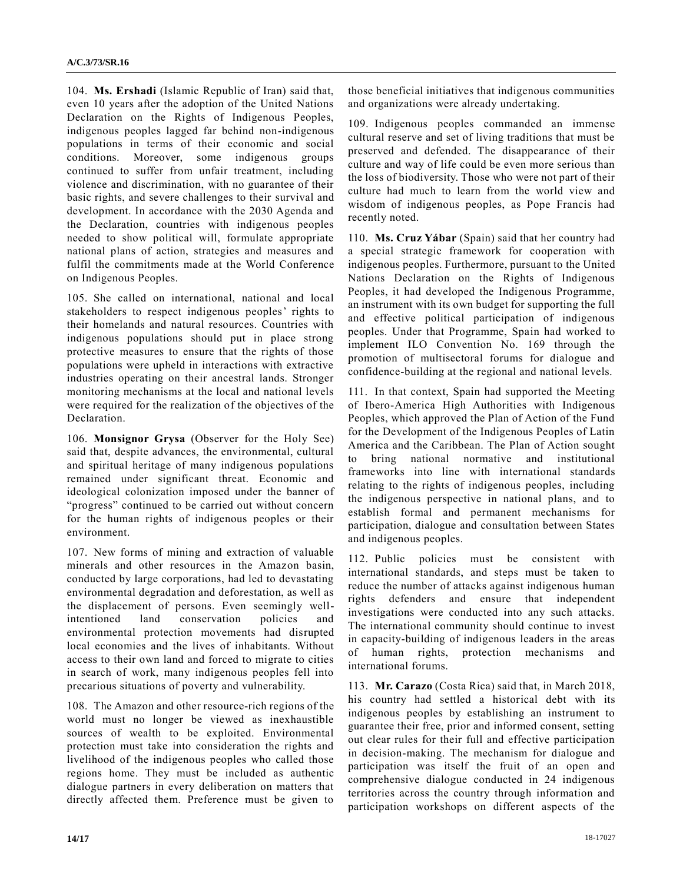104. **Ms. Ershadi** (Islamic Republic of Iran) said that, even 10 years after the adoption of the United Nations Declaration on the Rights of Indigenous Peoples, indigenous peoples lagged far behind non-indigenous populations in terms of their economic and social conditions. Moreover, some indigenous groups continued to suffer from unfair treatment, including violence and discrimination, with no guarantee of their basic rights, and severe challenges to their survival and development. In accordance with the 2030 Agenda and the Declaration, countries with indigenous peoples needed to show political will, formulate appropriate national plans of action, strategies and measures and fulfil the commitments made at the World Conference on Indigenous Peoples.

105. She called on international, national and local stakeholders to respect indigenous peoples' rights to their homelands and natural resources. Countries with indigenous populations should put in place strong protective measures to ensure that the rights of those populations were upheld in interactions with extractive industries operating on their ancestral lands. Stronger monitoring mechanisms at the local and national levels were required for the realization of the objectives of the Declaration.

106. **Monsignor Grysa** (Observer for the Holy See) said that, despite advances, the environmental, cultural and spiritual heritage of many indigenous populations remained under significant threat. Economic and ideological colonization imposed under the banner of "progress" continued to be carried out without concern for the human rights of indigenous peoples or their environment.

107. New forms of mining and extraction of valuable minerals and other resources in the Amazon basin, conducted by large corporations, had led to devastating environmental degradation and deforestation, as well as the displacement of persons. Even seemingly well-intentioned land conservation policies and environmental protection movements had disrupted local economies and the lives of inhabitants. Without access to their own land and forced to migrate to cities in search of work, many indigenous peoples fell into precarious situations of poverty and vulnerability.

108. The Amazon and other resource-rich regions of the world must no longer be viewed as inexhaustible sources of wealth to be exploited. Environmental protection must take into consideration the rights and livelihood of the indigenous peoples who called those regions home. They must be included as authentic dialogue partners in every deliberation on matters that directly affected them. Preference must be given to those beneficial initiatives that indigenous communities and organizations were already undertaking.

109. Indigenous peoples commanded an immense cultural reserve and set of living traditions that must be preserved and defended. The disappearance of their culture and way of life could be even more serious than the loss of biodiversity. Those who were not part of their culture had much to learn from the world view and wisdom of indigenous peoples, as Pope Francis had recently noted.

110. **Ms. Cruz Yábar** (Spain) said that her country had a special strategic framework for cooperation with indigenous peoples. Furthermore, pursuant to the United Nations Declaration on the Rights of Indigenous Peoples, it had developed the Indigenous Programme, an instrument with its own budget for supporting the full and effective political participation of indigenous peoples. Under that Programme, Spain had worked to implement ILO Convention No. 169 through the promotion of multisectoral forums for dialogue and confidence-building at the regional and national levels.

111. In that context, Spain had supported the Meeting of Ibero-America High Authorities with Indigenous Peoples, which approved the Plan of Action of the Fund for the Development of the Indigenous Peoples of Latin America and the Caribbean. The Plan of Action sought to bring national normative and institutional frameworks into line with international standards relating to the rights of indigenous peoples, including the indigenous perspective in national plans, and to establish formal and permanent mechanisms for participation, dialogue and consultation between States and indigenous peoples.

112. Public policies must be consistent with international standards, and steps must be taken to reduce the number of attacks against indigenous human rights defenders and ensure that independent investigations were conducted into any such attacks. The international community should continue to invest in capacity-building of indigenous leaders in the areas of human rights, protection mechanisms and international forums.

113. **Mr. Carazo** (Costa Rica) said that, in March 2018, his country had settled a historical debt with its indigenous peoples by establishing an instrument to guarantee their free, prior and informed consent, setting out clear rules for their full and effective participation in decision-making. The mechanism for dialogue and participation was itself the fruit of an open and comprehensive dialogue conducted in 24 indigenous territories across the country through information and participation workshops on different aspects of the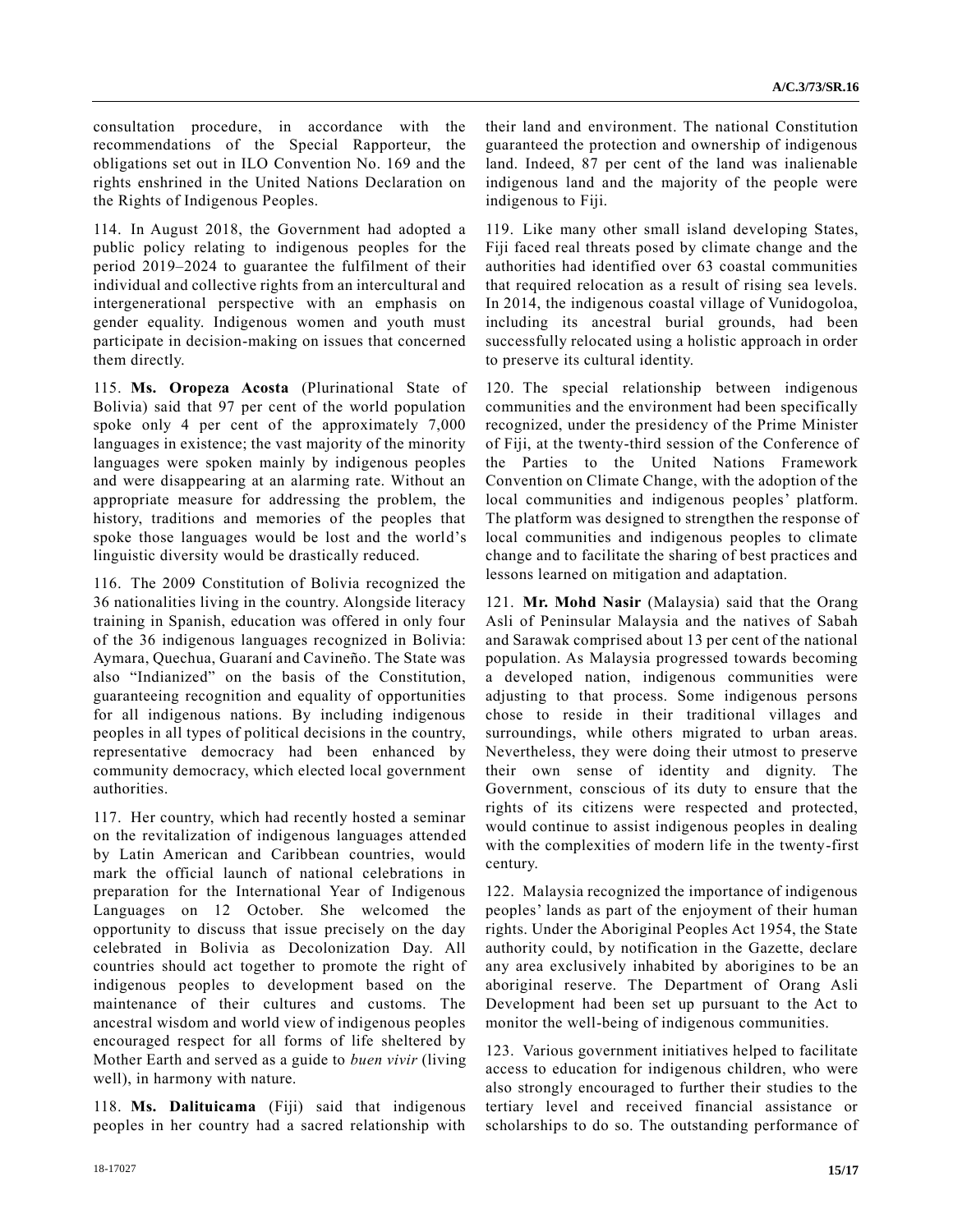consultation procedure, in accordance with the recommendations of the Special Rapporteur, the obligations set out in ILO Convention No. 169 and the rights enshrined in the United Nations Declaration on the Rights of Indigenous Peoples.

114. In August 2018, the Government had adopted a public policy relating to indigenous peoples for the period 2019–2024 to guarantee the fulfilment of their individual and collective rights from an intercultural and intergenerational perspective with an emphasis on gender equality. Indigenous women and youth must participate in decision-making on issues that concerned them directly.

115. **Ms. Oropeza Acosta** (Plurinational State of Bolivia) said that 97 per cent of the world population spoke only 4 per cent of the approximately 7,000 languages in existence; the vast majority of the minority languages were spoken mainly by indigenous peoples and were disappearing at an alarming rate. Without an appropriate measure for addressing the problem, the history, traditions and memories of the peoples that spoke those languages would be lost and the world's linguistic diversity would be drastically reduced.

116. The 2009 Constitution of Bolivia recognized the 36 nationalities living in the country. Alongside literacy training in Spanish, education was offered in only four of the 36 indigenous languages recognized in Bolivia: Aymara, Quechua, Guaraní and Cavineño. The State was also "Indianized" on the basis of the Constitution, guaranteeing recognition and equality of opportunities for all indigenous nations. By including indigenous peoples in all types of political decisions in the country, representative democracy had been enhanced by community democracy, which elected local government authorities.

117. Her country, which had recently hosted a seminar on the revitalization of indigenous languages attended by Latin American and Caribbean countries, would mark the official launch of national celebrations in preparation for the International Year of Indigenous Languages on 12 October. She welcomed the opportunity to discuss that issue precisely on the day celebrated in Bolivia as Decolonization Day. All countries should act together to promote the right of indigenous peoples to development based on the maintenance of their cultures and customs. The ancestral wisdom and world view of indigenous peoples encouraged respect for all forms of life sheltered by Mother Earth and served as a guide to *buen vivir* (living well), in harmony with nature.

118. **Ms. Dalituicama** (Fiji) said that indigenous peoples in her country had a sacred relationship with their land and environment. The national Constitution guaranteed the protection and ownership of indigenous land. Indeed, 87 per cent of the land was inalienable indigenous land and the majority of the people were indigenous to Fiji.

119. Like many other small island developing States, Fiji faced real threats posed by climate change and the authorities had identified over 63 coastal communities that required relocation as a result of rising sea levels. In 2014, the indigenous coastal village of Vunidogoloa, including its ancestral burial grounds, had been successfully relocated using a holistic approach in order to preserve its cultural identity.

120. The special relationship between indigenous communities and the environment had been specifically recognized, under the presidency of the Prime Minister of Fiji, at the twenty-third session of the Conference of the Parties to the United Nations Framework Convention on Climate Change, with the adoption of the local communities and indigenous peoples' platform. The platform was designed to strengthen the response of local communities and indigenous peoples to climate change and to facilitate the sharing of best practices and lessons learned on mitigation and adaptation.

121. **Mr. Mohd Nasir** (Malaysia) said that the Orang Asli of Peninsular Malaysia and the natives of Sabah and Sarawak comprised about 13 per cent of the national population. As Malaysia progressed towards becoming a developed nation, indigenous communities were adjusting to that process. Some indigenous persons chose to reside in their traditional villages and surroundings, while others migrated to urban areas. Nevertheless, they were doing their utmost to preserve their own sense of identity and dignity. The Government, conscious of its duty to ensure that the rights of its citizens were respected and protected, would continue to assist indigenous peoples in dealing with the complexities of modern life in the twenty-first century.

122. Malaysia recognized the importance of indigenous peoples' lands as part of the enjoyment of their human rights. Under the Aboriginal Peoples Act 1954, the State authority could, by notification in the Gazette, declare any area exclusively inhabited by aborigines to be an aboriginal reserve. The Department of Orang Asli Development had been set up pursuant to the Act to monitor the well-being of indigenous communities.

123. Various government initiatives helped to facilitate access to education for indigenous children, who were also strongly encouraged to further their studies to the tertiary level and received financial assistance or scholarships to do so. The outstanding performance of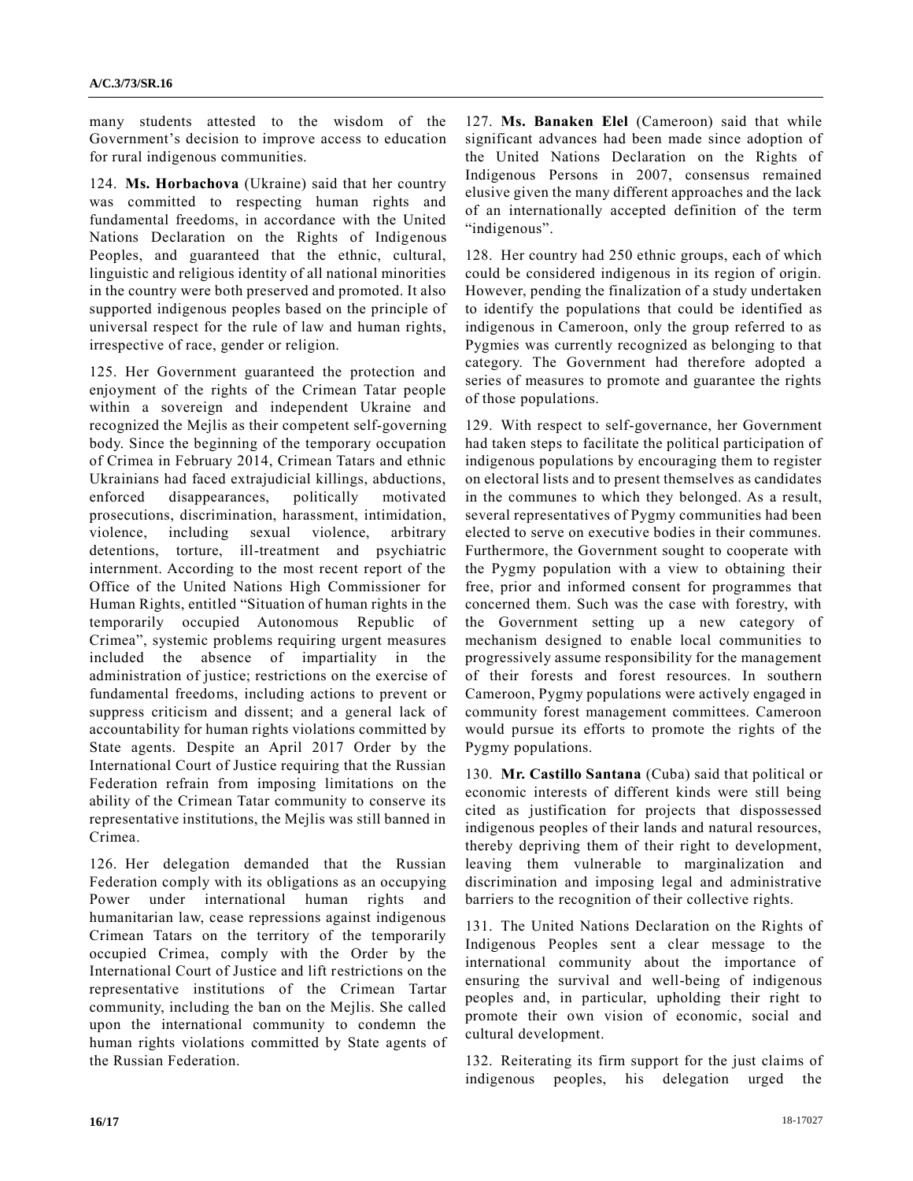many students attested to the wisdom of the Government's decision to improve access to education for rural indigenous communities.

124. **Ms. Horbachova** (Ukraine) said that her country was committed to respecting human rights and fundamental freedoms, in accordance with the United Nations Declaration on the Rights of Indigenous Peoples, and guaranteed that the ethnic, cultural, linguistic and religious identity of all national minorities in the country were both preserved and promoted. It also supported indigenous peoples based on the principle of universal respect for the rule of law and human rights, irrespective of race, gender or religion.

125. Her Government guaranteed the protection and enjoyment of the rights of the Crimean Tatar people within a sovereign and independent Ukraine and recognized the Mejlis as their competent self-governing body. Since the beginning of the temporary occupation of Crimea in February 2014, Crimean Tatars and ethnic Ukrainians had faced extrajudicial killings, abductions, enforced disappearances, politically motivated prosecutions, discrimination, harassment, intimidation, violence, including sexual violence, arbitrary detentions, torture, ill-treatment and psychiatric internment. According to the most recent report of the Office of the United Nations High Commissioner for Human Rights, entitled "Situation of human rights in the temporarily occupied Autonomous Republic of Crimea", systemic problems requiring urgent measures included the absence of impartiality in the administration of justice; restrictions on the exercise of fundamental freedoms, including actions to prevent or suppress criticism and dissent; and a general lack of accountability for human rights violations committed by State agents. Despite an April 2017 Order by the International Court of Justice requiring that the Russian Federation refrain from imposing limitations on the ability of the Crimean Tatar community to conserve its representative institutions, the Mejlis was still banned in Crimea.

126. Her delegation demanded that the Russian Federation comply with its obligations as an occupying Power under international human rights and humanitarian law, cease repressions against indigenous Crimean Tatars on the territory of the temporarily occupied Crimea, comply with the Order by the International Court of Justice and lift restrictions on the representative institutions of the Crimean Tartar community, including the ban on the Mejlis. She called upon the international community to condemn the human rights violations committed by State agents of the Russian Federation.

127. **Ms. Banaken Elel** (Cameroon) said that while significant advances had been made since adoption of the United Nations Declaration on the Rights of Indigenous Persons in 2007, consensus remained elusive given the many different approaches and the lack of an internationally accepted definition of the term "indigenous".

128. Her country had 250 ethnic groups, each of which could be considered indigenous in its region of origin. However, pending the finalization of a study undertaken to identify the populations that could be identified as indigenous in Cameroon, only the group referred to as Pygmies was currently recognized as belonging to that category. The Government had therefore adopted a series of measures to promote and guarantee the rights of those populations.

129. With respect to self-governance, her Government had taken steps to facilitate the political participation of indigenous populations by encouraging them to register on electoral lists and to present themselves as candidates in the communes to which they belonged. As a result, several representatives of Pygmy communities had been elected to serve on executive bodies in their communes. Furthermore, the Government sought to cooperate with the Pygmy population with a view to obtaining their free, prior and informed consent for programmes that concerned them. Such was the case with forestry, with the Government setting up a new category of mechanism designed to enable local communities to progressively assume responsibility for the management of their forests and forest resources. In southern Cameroon, Pygmy populations were actively engaged in community forest management committees. Cameroon would pursue its efforts to promote the rights of the Pygmy populations.

130. **Mr. Castillo Santana** (Cuba) said that political or economic interests of different kinds were still being cited as justification for projects that dispossessed indigenous peoples of their lands and natural resources, thereby depriving them of their right to development, leaving them vulnerable to marginalization and discrimination and imposing legal and administrative barriers to the recognition of their collective rights.

131. The United Nations Declaration on the Rights of Indigenous Peoples sent a clear message to the international community about the importance of ensuring the survival and well-being of indigenous peoples and, in particular, upholding their right to promote their own vision of economic, social and cultural development.

132. Reiterating its firm support for the just claims of indigenous peoples, his delegation urged the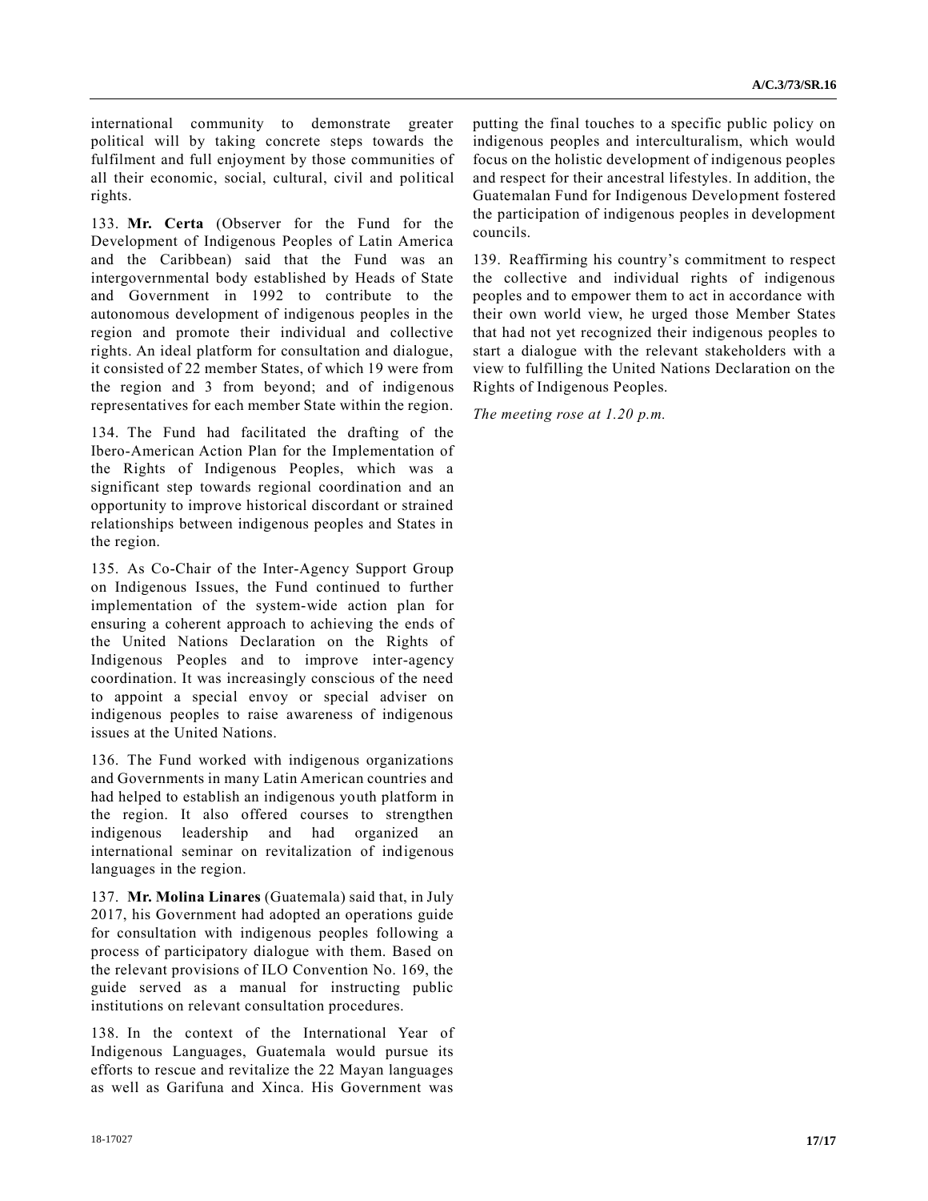international community to demonstrate greater political will by taking concrete steps towards the fulfilment and full enjoyment by those communities of all their economic, social, cultural, civil and political rights.

133. **Mr. Certa** (Observer for the Fund for the Development of Indigenous Peoples of Latin America and the Caribbean) said that the Fund was an intergovernmental body established by Heads of State and Government in 1992 to contribute to the autonomous development of indigenous peoples in the region and promote their individual and collective rights. An ideal platform for consultation and dialogue, it consisted of 22 member States, of which 19 were from the region and 3 from beyond; and of indigenous representatives for each member State within the region.

134. The Fund had facilitated the drafting of the Ibero-American Action Plan for the Implementation of the Rights of Indigenous Peoples, which was a significant step towards regional coordination and an opportunity to improve historical discordant or strained relationships between indigenous peoples and States in the region.

135. As Co-Chair of the Inter-Agency Support Group on Indigenous Issues, the Fund continued to further implementation of the system-wide action plan for ensuring a coherent approach to achieving the ends of the United Nations Declaration on the Rights of Indigenous Peoples and to improve inter-agency coordination. It was increasingly conscious of the need to appoint a special envoy or special adviser on indigenous peoples to raise awareness of indigenous issues at the United Nations.

136. The Fund worked with indigenous organizations and Governments in many Latin American countries and had helped to establish an indigenous youth platform in the region. It also offered courses to strengthen indigenous leadership and had organized an international seminar on revitalization of indigenous languages in the region.

137. **Mr. Molina Linares** (Guatemala) said that, in July 2017, his Government had adopted an operations guide for consultation with indigenous peoples following a process of participatory dialogue with them. Based on the relevant provisions of ILO Convention No. 169, the guide served as a manual for instructing public institutions on relevant consultation procedures.

138. In the context of the International Year of Indigenous Languages, Guatemala would pursue its efforts to rescue and revitalize the 22 Mayan languages as well as Garifuna and Xinca. His Government was putting the final touches to a specific public policy on indigenous peoples and interculturalism, which would focus on the holistic development of indigenous peoples and respect for their ancestral lifestyles. In addition, the Guatemalan Fund for Indigenous Development fostered the participation of indigenous peoples in development councils.

139. Reaffirming his country's commitment to respect the collective and individual rights of indigenous peoples and to empower them to act in accordance with their own world view, he urged those Member States that had not yet recognized their indigenous peoples to start a dialogue with the relevant stakeholders with a view to fulfilling the United Nations Declaration on the Rights of Indigenous Peoples.

*The meeting rose at 1.20 p.m.*